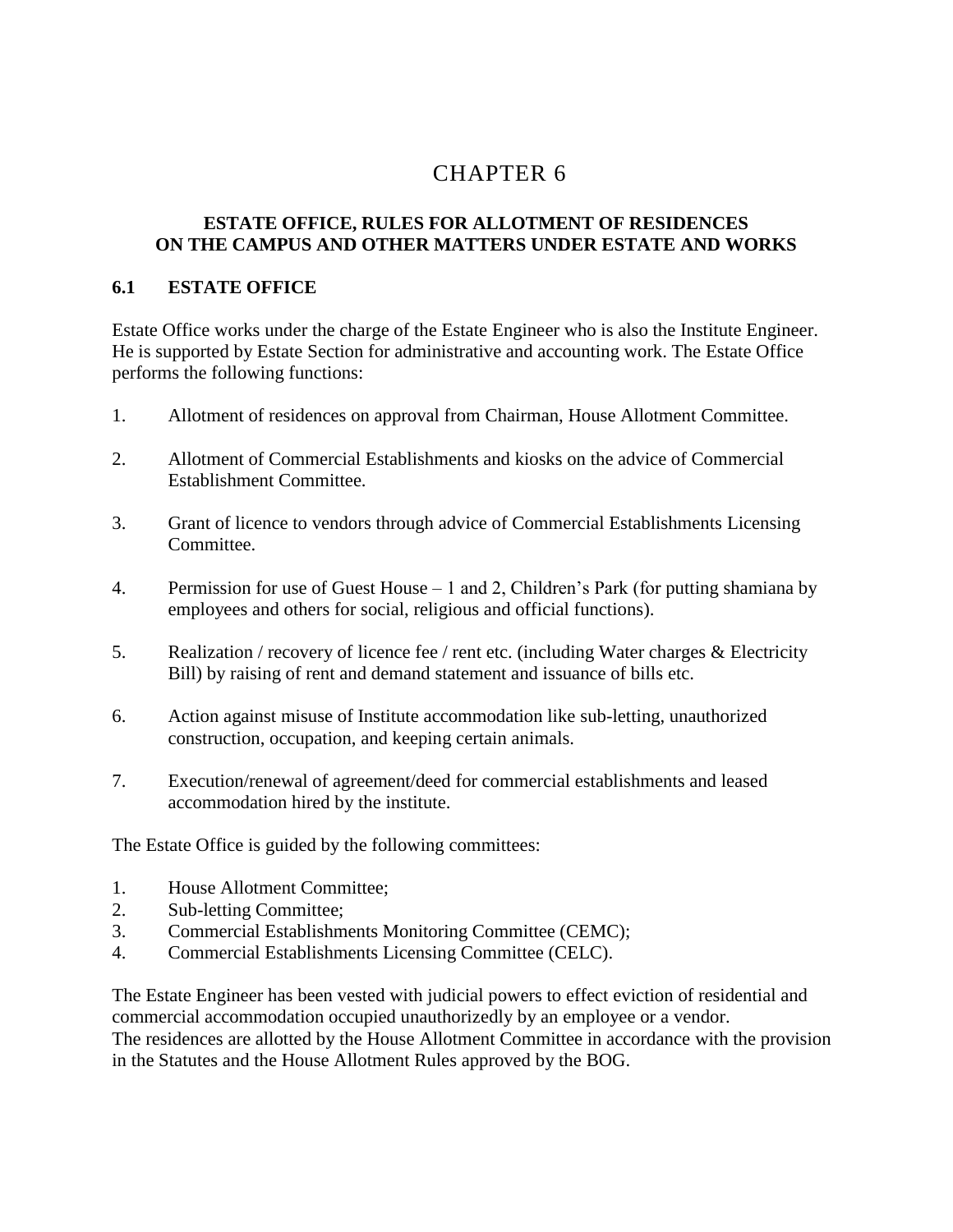# CHAPTER 6

## ESTATE OFFICE, RULES FOR ALLOTMENT OF RESIDENCES ON THE CAMPUS AND OTHER MATTERS UNDER ESTATE AND WORKS

### 6.1 ESTATE OFFICE

Estate Office works under the charge of the Estate Engineer who is also the Institute Engineer. He is supported by Estate Section for administrative and accounting work. The Estate Office performs the following functions:

1. Allotment of residences on approval from Chairman, House Allotment Committee.
2. Allotment of Commercial Establishments and kiosks on the advice of Commercial Establishment Committee.
3. Grant of licence to vendors through advice of Commercial Establishments Licensing Committee.
4. Permission for use of Guest House – 1 and 2, Children's Park (for putting shamiana by employees and others for social, religious and official functions).
5. Realization / recovery of licence fee / rent etc. (including Water charges & Electricity Bill) by raising of rent and demand statement and issuance of bills etc.
6. Action against misuse of Institute accommodation like sub-letting, unauthorized construction, occupation, and keeping certain animals.
7. Execution/renewal of agreement/deed for commercial establishments and leased accommodation hired by the institute.

The Estate Office is guided by the following committees:

1. House Allotment Committee;
2. Sub-letting Committee;
3. Commercial Establishments Monitoring Committee (CEMC);
4. Commercial Establishments Licensing Committee (CELC).

The Estate Engineer has been vested with judicial powers to effect eviction of residential and commercial accommodation occupied unauthorizedly by an employee or a vendor.
The residences are allotted by the House Allotment Committee in accordance with the provision in the Statutes and the House Allotment Rules approved by the BOG.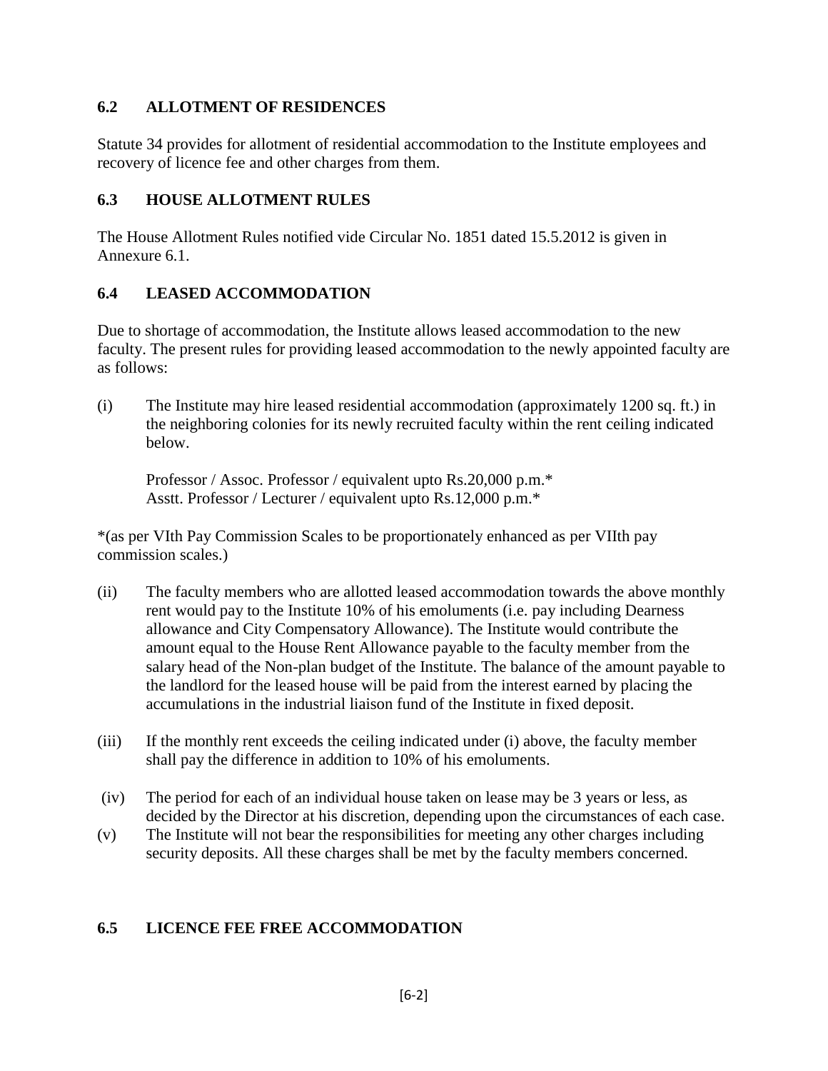## 6.2 ALLOTMENT OF RESIDENCES

Statute 34 provides for allotment of residential accommodation to the Institute employees and recovery of licence fee and other charges from them.

## 6.3 HOUSE ALLOTMENT RULES

The House Allotment Rules notified vide Circular No. 1851 dated 15.5.2012 is given in Annexure 6.1.

## 6.4 LEASED ACCOMMODATION

Due to shortage of accommodation, the Institute allows leased accommodation to the new faculty. The present rules for providing leased accommodation to the newly appointed faculty are as follows:

(i) The Institute may hire leased residential accommodation (approximately 1200 sq. ft.) in the neighboring colonies for its newly recruited faculty within the rent ceiling indicated below.

Professor / Assoc. Professor / equivalent upto Rs.20,000 p.m.*
Asstt. Professor / Lecturer / equivalent upto Rs.12,000 p.m.*

*(as per VIth Pay Commission Scales to be proportionately enhanced as per VIIth pay commission scales.)

(ii) The faculty members who are allotted leased accommodation towards the above monthly rent would pay to the Institute 10% of his emoluments (i.e. pay including Dearness allowance and City Compensatory Allowance). The Institute would contribute the amount equal to the House Rent Allowance payable to the faculty member from the salary head of the Non-plan budget of the Institute. The balance of the amount payable to the landlord for the leased house will be paid from the interest earned by placing the accumulations in the industrial liaison fund of the Institute in fixed deposit.

(iii) If the monthly rent exceeds the ceiling indicated under (i) above, the faculty member shall pay the difference in addition to 10% of his emoluments.

(iv) The period for each of an individual house taken on lease may be 3 years or less, as decided by the Director at his discretion, depending upon the circumstances of each case.

(v) The Institute will not bear the responsibilities for meeting any other charges including security deposits. All these charges shall be met by the faculty members concerned.

## 6.5 LICENCE FEE FREE ACCOMMODATION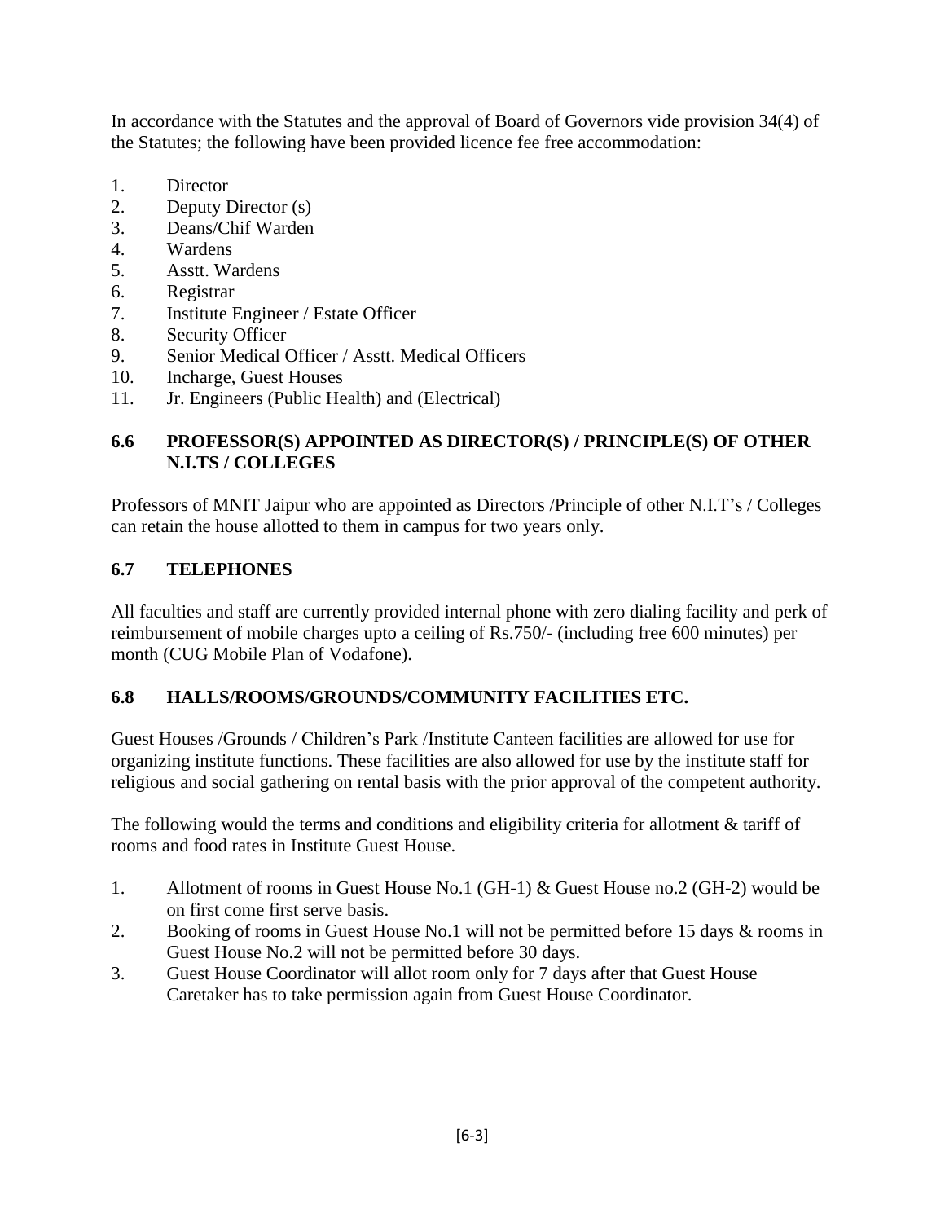In accordance with the Statutes and the approval of Board of Governors vide provision 34(4) of the Statutes; the following have been provided licence fee free accommodation:

1. Director
2. Deputy Director (s)
3. Deans/Chif Warden
4. Wardens
5. Asstt. Wardens
6. Registrar
7. Institute Engineer / Estate Officer
8. Security Officer
9. Senior Medical Officer / Asstt. Medical Officers
10. Incharge, Guest Houses
11. Jr. Engineers (Public Health) and (Electrical)

## 6.6 PROFESSOR(S) APPOINTED AS DIRECTOR(S) / PRINCIPLE(S) OF OTHER N.I.TS / COLLEGES

Professors of MNIT Jaipur who are appointed as Directors /Principle of other N.I.T's / Colleges can retain the house allotted to them in campus for two years only.

## 6.7 TELEPHONES

All faculties and staff are currently provided internal phone with zero dialing facility and perk of reimbursement of mobile charges upto a ceiling of Rs.750/- (including free 600 minutes) per month (CUG Mobile Plan of Vodafone).

## 6.8 HALLS/ROOMS/GROUNDS/COMMUNITY FACILITIES ETC.

Guest Houses /Grounds / Children's Park /Institute Canteen facilities are allowed for use for organizing institute functions. These facilities are also allowed for use by the institute staff for religious and social gathering on rental basis with the prior approval of the competent authority.

The following would the terms and conditions and eligibility criteria for allotment & tariff of rooms and food rates in Institute Guest House.

1. Allotment of rooms in Guest House No.1 (GH-1) & Guest House no.2 (GH-2) would be on first come first serve basis.
2. Booking of rooms in Guest House No.1 will not be permitted before 15 days & rooms in Guest House No.2 will not be permitted before 30 days.
3. Guest House Coordinator will allot room only for 7 days after that Guest House Caretaker has to take permission again from Guest House Coordinator.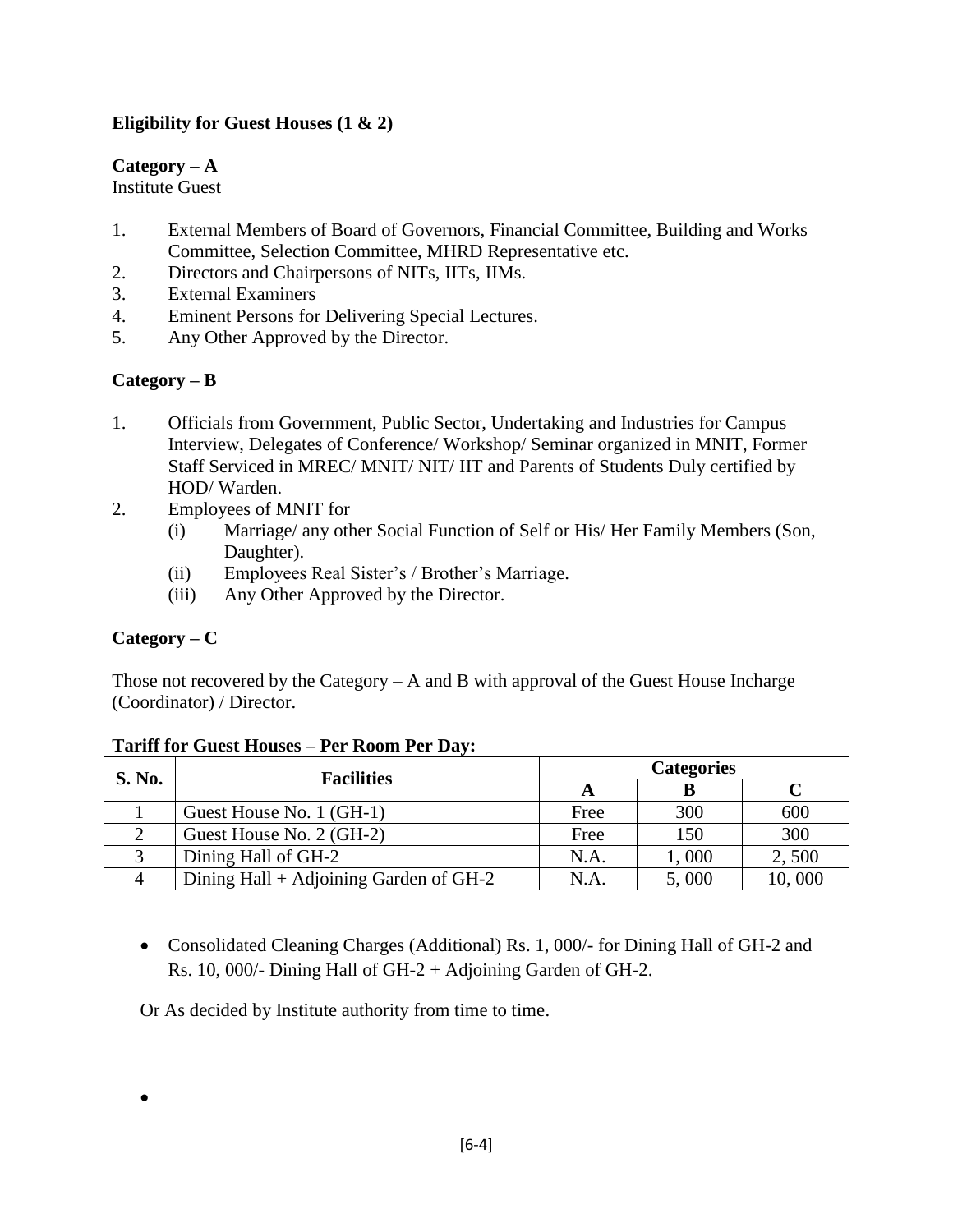**Eligibility for Guest Houses (1 & 2)**

**Category – A**

Institute Guest

1. External Members of Board of Governors, Financial Committee, Building and Works Committee, Selection Committee, MHRD Representative etc.
2. Directors and Chairpersons of NITs, IITs, IIMs.
3. External Examiners
4. Eminent Persons for Delivering Special Lectures.
5. Any Other Approved by the Director.

**Category – B**

1. Officials from Government, Public Sector, Undertaking and Industries for Campus Interview, Delegates of Conference/ Workshop/ Seminar organized in MNIT, Former Staff Serviced in MREC/ MNIT/ NIT/ IIT and Parents of Students Duly certified by HOD/ Warden.
2. Employees of MNIT for
   (i) Marriage/ any other Social Function of Self or His/ Her Family Members (Son, Daughter).
   (ii) Employees Real Sister's / Brother's Marriage.
   (iii) Any Other Approved by the Director.

**Category – C**

Those not recovered by the Category – A and B with approval of the Guest House Incharge (Coordinator) / Director.

**Tariff for Guest Houses – Per Room Per Day:**

| S. No. | Facilities | Categories | | |
|---|---|---|---|---|
| | | A | B | C |
| 1 | Guest House No. 1 (GH-1) | Free | 300 | 600 |
| 2 | Guest House No. 2 (GH-2) | Free | 150 | 300 |
| 3 | Dining Hall of GH-2 | N.A. | 1, 000 | 2, 500 |
| 4 | Dining Hall + Adjoining Garden of GH-2 | N.A. | 5, 000 | 10, 000 |

- Consolidated Cleaning Charges (Additional) Rs. 1, 000/- for Dining Hall of GH-2 and Rs. 10, 000/- Dining Hall of GH-2 + Adjoining Garden of GH-2.

Or As decided by Institute authority from time to time.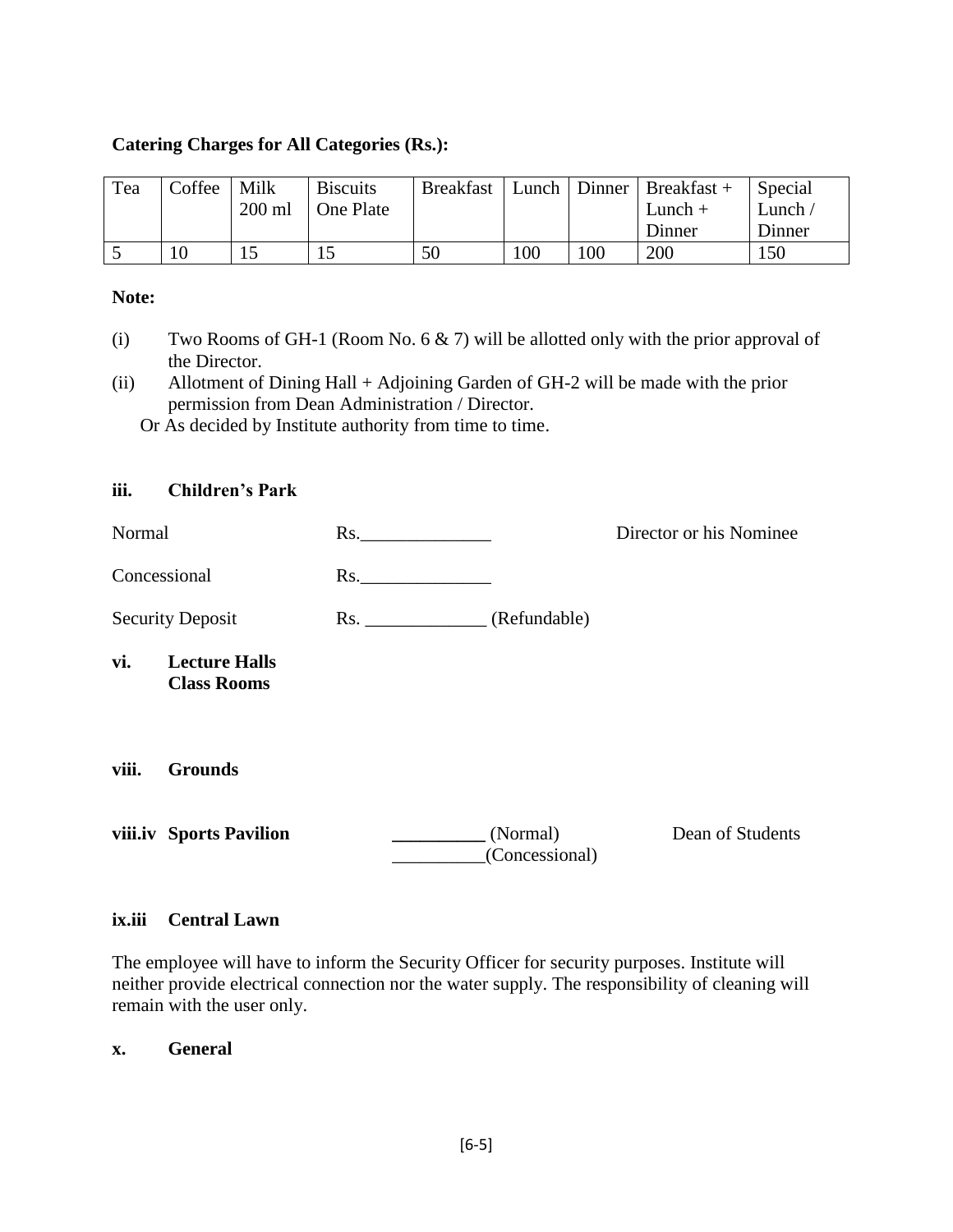**Catering Charges for All Categories (Rs.):**

| Tea | Coffee | Milk 200 ml | Biscuits One Plate | Breakfast | Lunch | Dinner | Breakfast + Lunch + Dinner | Special Lunch / Dinner |
|---|---|---|---|---|---|---|---|---|
| 5 | 10 | 15 | 15 | 50 | 100 | 100 | 200 | 150 |

**Note:**

(i) Two Rooms of GH-1 (Room No. 6 & 7) will be allotted only with the prior approval of the Director.

(ii) Allotment of Dining Hall + Adjoining Garden of GH-2 will be made with the prior permission from Dean Administration / Director.

Or As decided by Institute authority from time to time.

**iii. Children's Park**

Normal Rs.______________ Director or his Nominee

Concessional Rs.______________

Security Deposit Rs. _____________ (Refundable)

**vi. Lecture Halls**
**Class Rooms**

**viii. Grounds**

**viii.iv Sports Pavilion** __________ (Normal) Dean of Students
__________(Concessional)

**ix.iii Central Lawn**

The employee will have to inform the Security Officer for security purposes. Institute will neither provide electrical connection nor the water supply. The responsibility of cleaning will remain with the user only.

**x. General**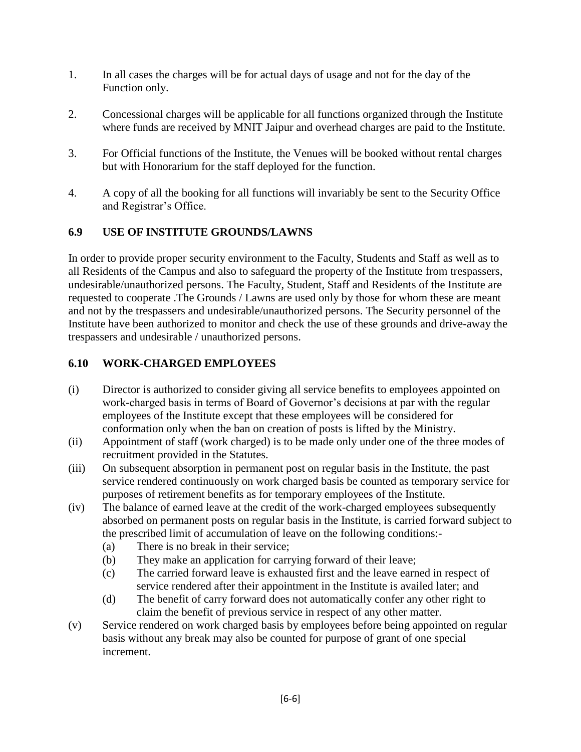1. In all cases the charges will be for actual days of usage and not for the day of the Function only.

2. Concessional charges will be applicable for all functions organized through the Institute where funds are received by MNIT Jaipur and overhead charges are paid to the Institute.

3. For Official functions of the Institute, the Venues will be booked without rental charges but with Honorarium for the staff deployed for the function.

4. A copy of all the booking for all functions will invariably be sent to the Security Office and Registrar's Office.

## 6.9 USE OF INSTITUTE GROUNDS/LAWNS

In order to provide proper security environment to the Faculty, Students and Staff as well as to all Residents of the Campus and also to safeguard the property of the Institute from trespassers, undesirable/unauthorized persons. The Faculty, Student, Staff and Residents of the Institute are requested to cooperate .The Grounds / Lawns are used only by those for whom these are meant and not by the trespassers and undesirable/unauthorized persons. The Security personnel of the Institute have been authorized to monitor and check the use of these grounds and drive-away the trespassers and undesirable / unauthorized persons.

## 6.10 WORK-CHARGED EMPLOYEES

(i) Director is authorized to consider giving all service benefits to employees appointed on work-charged basis in terms of Board of Governor's decisions at par with the regular employees of the Institute except that these employees will be considered for conformation only when the ban on creation of posts is lifted by the Ministry.

(ii) Appointment of staff (work charged) is to be made only under one of the three modes of recruitment provided in the Statutes.

(iii) On subsequent absorption in permanent post on regular basis in the Institute, the past service rendered continuously on work charged basis be counted as temporary service for purposes of retirement benefits as for temporary employees of the Institute.

(iv) The balance of earned leave at the credit of the work-charged employees subsequently absorbed on permanent posts on regular basis in the Institute, is carried forward subject to the prescribed limit of accumulation of leave on the following conditions:-
   - (a) There is no break in their service;
   - (b) They make an application for carrying forward of their leave;
   - (c) The carried forward leave is exhausted first and the leave earned in respect of service rendered after their appointment in the Institute is availed later; and
   - (d) The benefit of carry forward does not automatically confer any other right to claim the benefit of previous service in respect of any other matter.

(v) Service rendered on work charged basis by employees before being appointed on regular basis without any break may also be counted for purpose of grant of one special increment.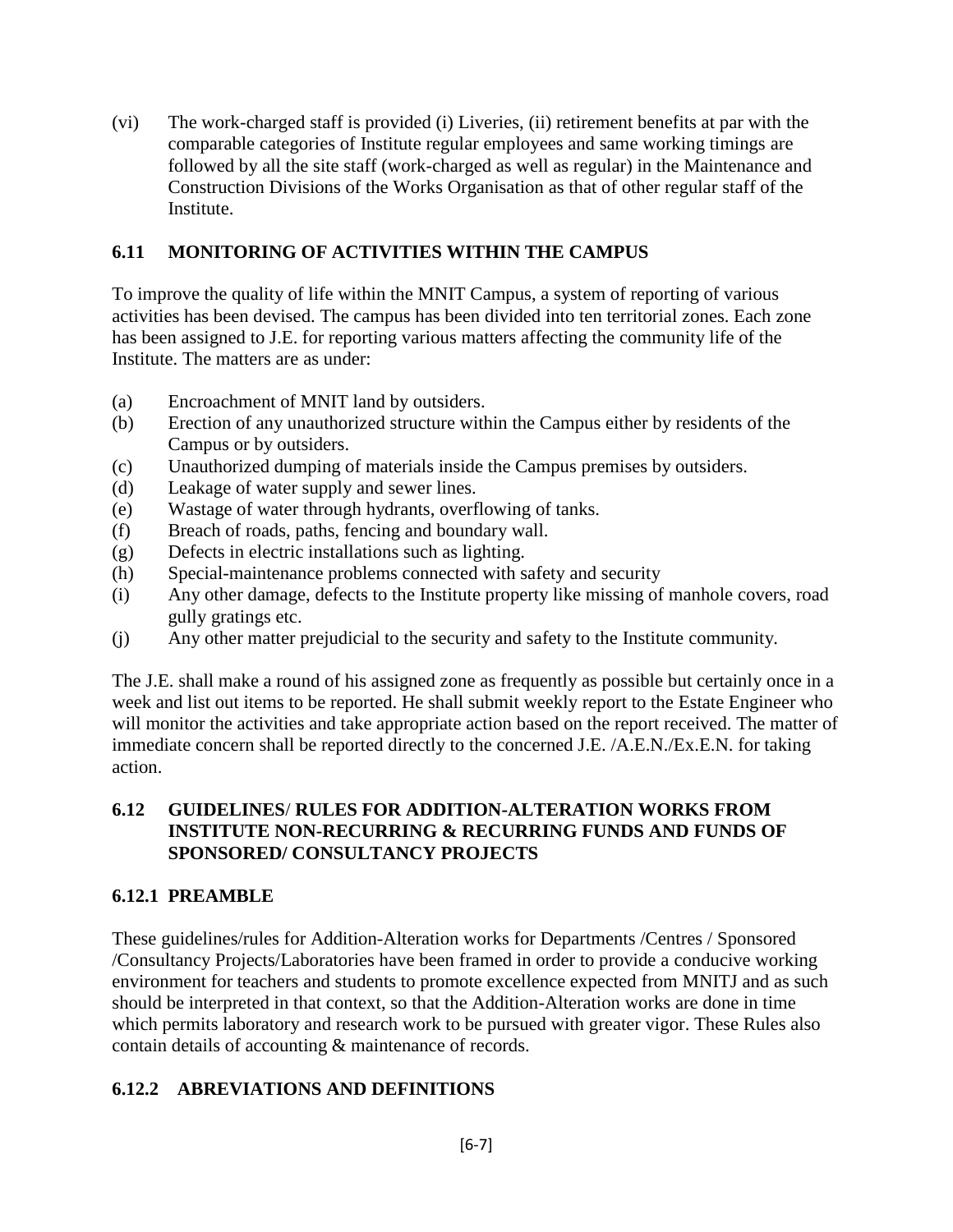(vi) The work-charged staff is provided (i) Liveries, (ii) retirement benefits at par with the comparable categories of Institute regular employees and same working timings are followed by all the site staff (work-charged as well as regular) in the Maintenance and Construction Divisions of the Works Organisation as that of other regular staff of the Institute.

## 6.11 MONITORING OF ACTIVITIES WITHIN THE CAMPUS

To improve the quality of life within the MNIT Campus, a system of reporting of various activities has been devised. The campus has been divided into ten territorial zones. Each zone has been assigned to J.E. for reporting various matters affecting the community life of the Institute. The matters are as under:

(a) Encroachment of MNIT land by outsiders.
(b) Erection of any unauthorized structure within the Campus either by residents of the Campus or by outsiders.
(c) Unauthorized dumping of materials inside the Campus premises by outsiders.
(d) Leakage of water supply and sewer lines.
(e) Wastage of water through hydrants, overflowing of tanks.
(f) Breach of roads, paths, fencing and boundary wall.
(g) Defects in electric installations such as lighting.
(h) Special-maintenance problems connected with safety and security
(i) Any other damage, defects to the Institute property like missing of manhole covers, road gully gratings etc.
(j) Any other matter prejudicial to the security and safety to the Institute community.

The J.E. shall make a round of his assigned zone as frequently as possible but certainly once in a week and list out items to be reported. He shall submit weekly report to the Estate Engineer who will monitor the activities and take appropriate action based on the report received. The matter of immediate concern shall be reported directly to the concerned J.E. /A.E.N./Ex.E.N. for taking action.

## 6.12 GUIDELINES/ RULES FOR ADDITION-ALTERATION WORKS FROM INSTITUTE NON-RECURRING & RECURRING FUNDS AND FUNDS OF SPONSORED/ CONSULTANCY PROJECTS

### 6.12.1 PREAMBLE

These guidelines/rules for Addition-Alteration works for Departments /Centres / Sponsored /Consultancy Projects/Laboratories have been framed in order to provide a conducive working environment for teachers and students to promote excellence expected from MNITJ and as such should be interpreted in that context, so that the Addition-Alteration works are done in time which permits laboratory and research work to be pursued with greater vigor. These Rules also contain details of accounting & maintenance of records.

### 6.12.2 ABREVIATIONS AND DEFINITIONS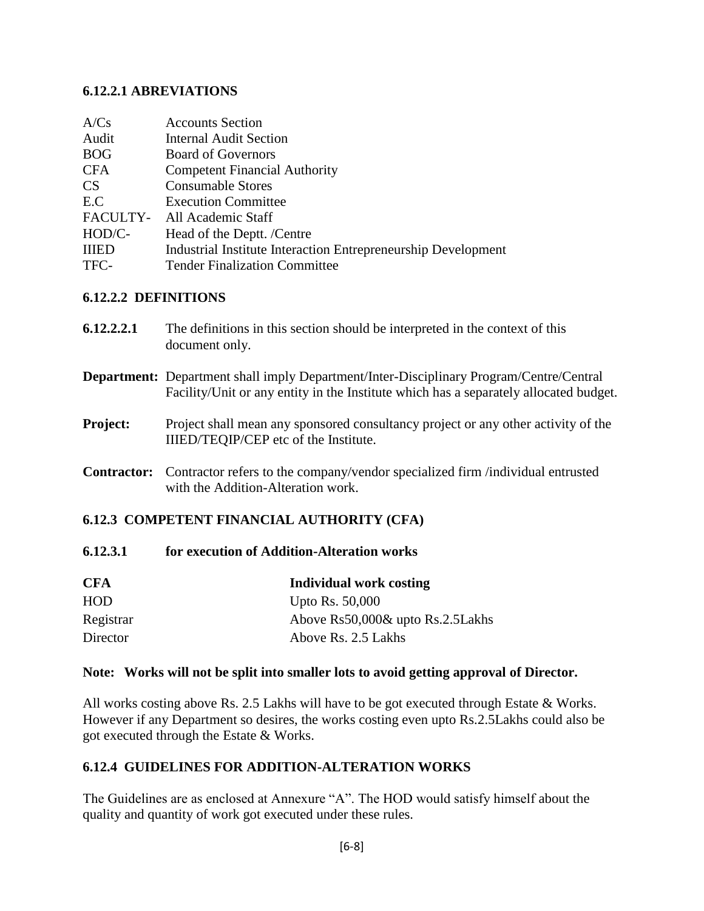### 6.12.2.1 ABREVIATIONS

| | |
|---|---|
| A/Cs | Accounts Section |
| Audit | Internal Audit Section |
| BOG | Board of Governors |
| CFA | Competent Financial Authority |
| CS | Consumable Stores |
| E.C | Execution Committee |
| FACULTY- | All Academic Staff |
| HOD/C- | Head of the Deptt. /Centre |
| IIIED | Industrial Institute Interaction Entrepreneurship Development |
| TFC- | Tender Finalization Committee |

### 6.12.2.2 DEFINITIONS

**6.12.2.2.1** The definitions in this section should be interpreted in the context of this document only.

**Department:** Department shall imply Department/Inter-Disciplinary Program/Centre/Central Facility/Unit or any entity in the Institute which has a separately allocated budget.

**Project:** Project shall mean any sponsored consultancy project or any other activity of the IIIED/TEQIP/CEP etc of the Institute.

**Contractor:** Contractor refers to the company/vendor specialized firm /individual entrusted with the Addition-Alteration work.

### 6.12.3 COMPETENT FINANCIAL AUTHORITY (CFA)

#### 6.12.3.1 for execution of Addition-Alteration works

| CFA | Individual work costing |
|---|---|
| HOD | Upto Rs. 50,000 |
| Registrar | Above Rs50,000& upto Rs.2.5Lakhs |
| Director | Above Rs. 2.5 Lakhs |

**Note: Works will not be split into smaller lots to avoid getting approval of Director.**

All works costing above Rs. 2.5 Lakhs will have to be got executed through Estate & Works. However if any Department so desires, the works costing even upto Rs.2.5Lakhs could also be got executed through the Estate & Works.

### 6.12.4 GUIDELINES FOR ADDITION-ALTERATION WORKS

The Guidelines are as enclosed at Annexure "A". The HOD would satisfy himself about the quality and quantity of work got executed under these rules.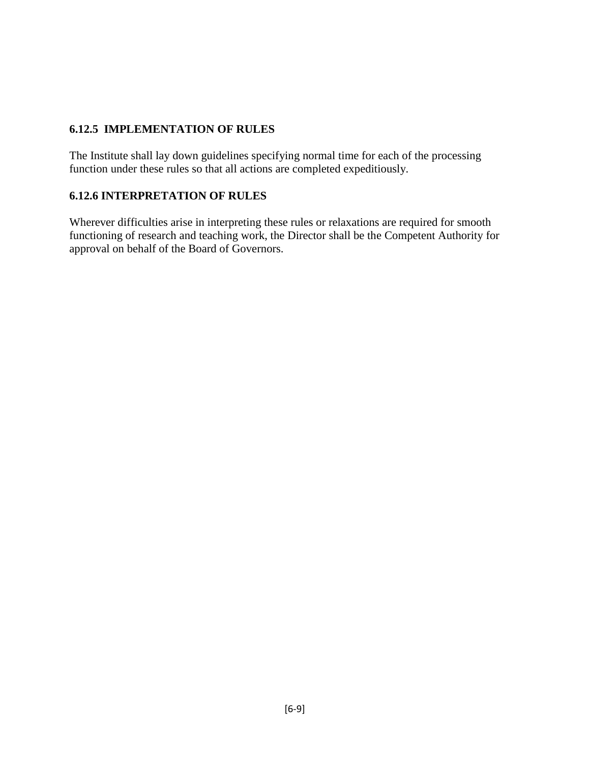### 6.12.5 IMPLEMENTATION OF RULES

The Institute shall lay down guidelines specifying normal time for each of the processing function under these rules so that all actions are completed expeditiously.

### 6.12.6 INTERPRETATION OF RULES

Wherever difficulties arise in interpreting these rules or relaxations are required for smooth functioning of research and teaching work, the Director shall be the Competent Authority for approval on behalf of the Board of Governors.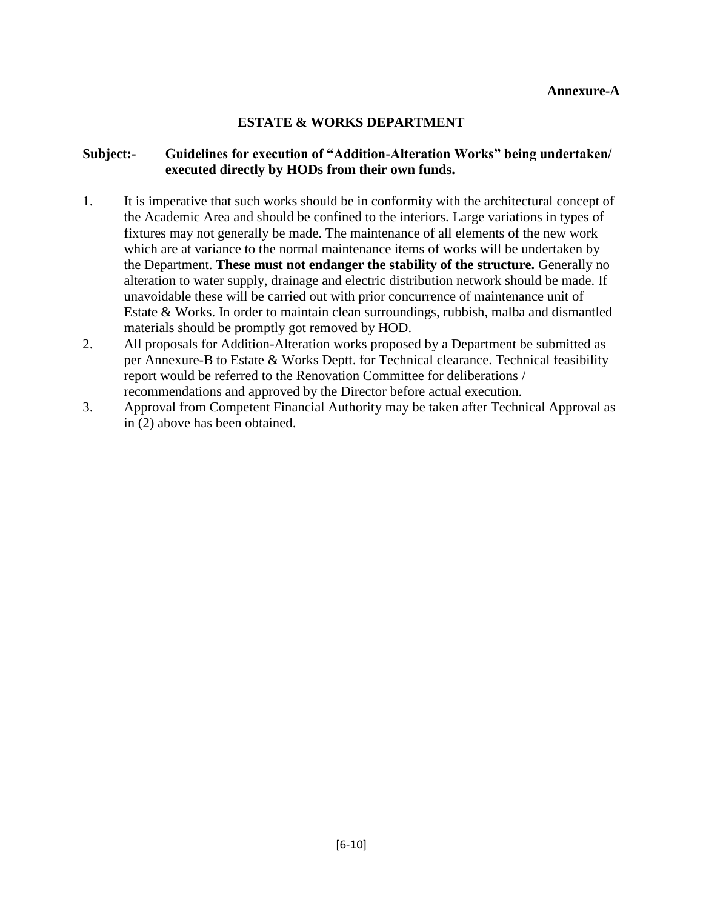**Annexure-A**

## ESTATE & WORKS DEPARTMENT

**Subject:-** **Guidelines for execution of "Addition-Alteration Works" being undertaken/ executed directly by HODs from their own funds.**

1. It is imperative that such works should be in conformity with the architectural concept of the Academic Area and should be confined to the interiors. Large variations in types of fixtures may not generally be made. The maintenance of all elements of the new work which are at variance to the normal maintenance items of works will be undertaken by the Department. **These must not endanger the stability of the structure.** Generally no alteration to water supply, drainage and electric distribution network should be made. If unavoidable these will be carried out with prior concurrence of maintenance unit of Estate & Works. In order to maintain clean surroundings, rubbish, malba and dismantled materials should be promptly got removed by HOD.
2. All proposals for Addition-Alteration works proposed by a Department be submitted as per Annexure-B to Estate & Works Deptt. for Technical clearance. Technical feasibility report would be referred to the Renovation Committee for deliberations / recommendations and approved by the Director before actual execution.
3. Approval from Competent Financial Authority may be taken after Technical Approval as in (2) above has been obtained.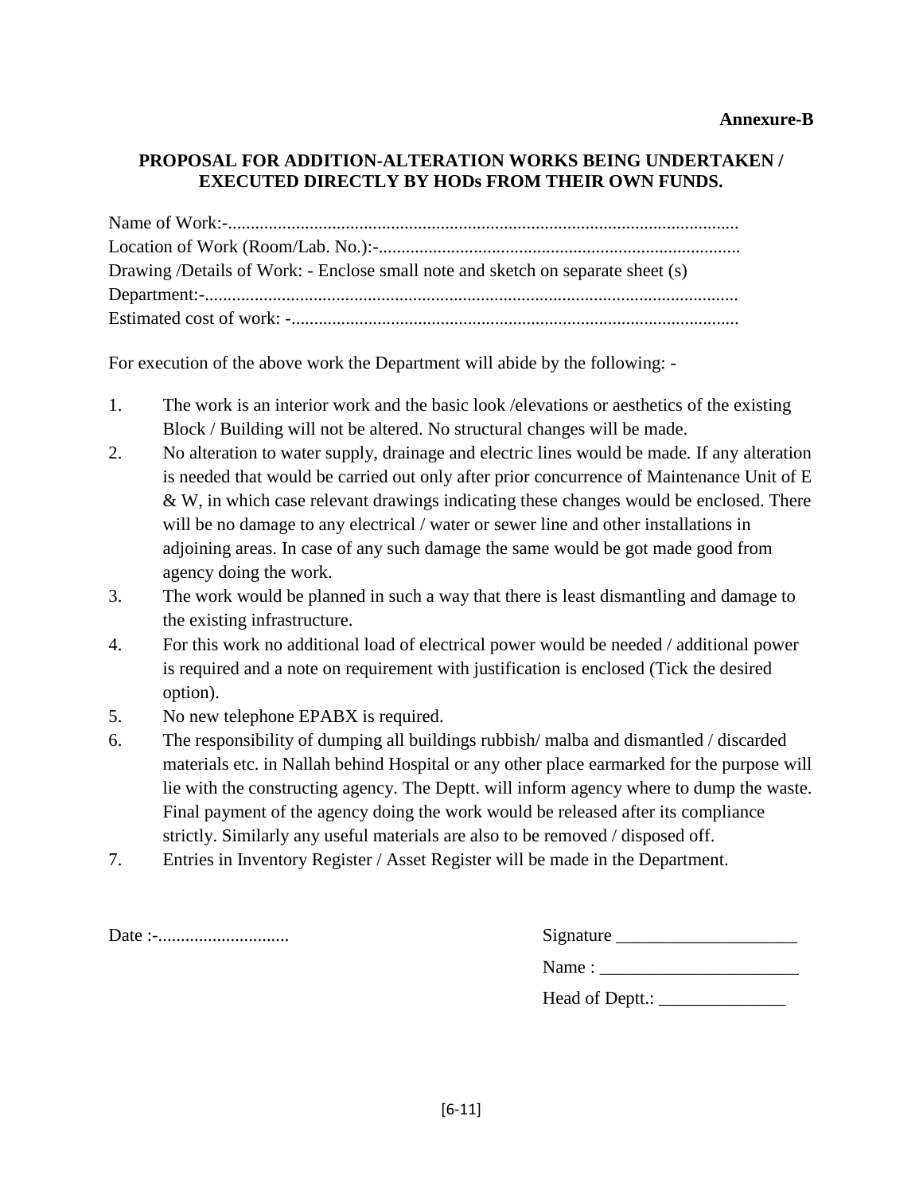**Annexure-B**

## PROPOSAL FOR ADDITION-ALTERATION WORKS BEING UNDERTAKEN / EXECUTED DIRECTLY BY HODs FROM THEIR OWN FUNDS.

Name of Work:-..................................................................................................................

Location of Work (Room/Lab. No.):-.................................................................................

Drawing /Details of Work: - Enclose small note and sketch on separate sheet (s)

Department:-.......................................................................................................................

Estimated cost of work: -....................................................................................................

For execution of the above work the Department will abide by the following: -

1. The work is an interior work and the basic look /elevations or aesthetics of the existing Block / Building will not be altered. No structural changes will be made.
2. No alteration to water supply, drainage and electric lines would be made. If any alteration is needed that would be carried out only after prior concurrence of Maintenance Unit of E & W, in which case relevant drawings indicating these changes would be enclosed. There will be no damage to any electrical / water or sewer line and other installations in adjoining areas. In case of any such damage the same would be got made good from agency doing the work.
3. The work would be planned in such a way that there is least dismantling and damage to the existing infrastructure.
4. For this work no additional load of electrical power would be needed / additional power is required and a note on requirement with justification is enclosed (Tick the desired option).
5. No new telephone EPABX is required.
6. The responsibility of dumping all buildings rubbish/ malba and dismantled / discarded materials etc. in Nallah behind Hospital or any other place earmarked for the purpose will lie with the constructing agency. The Deptt. will inform agency where to dump the waste. Final payment of the agency doing the work would be released after its compliance strictly. Similarly any useful materials are also to be removed / disposed off.
7. Entries in Inventory Register / Asset Register will be made in the Department.

Date :-.............................

Signature ____________________

Name : ______________________

Head of Deptt.: ______________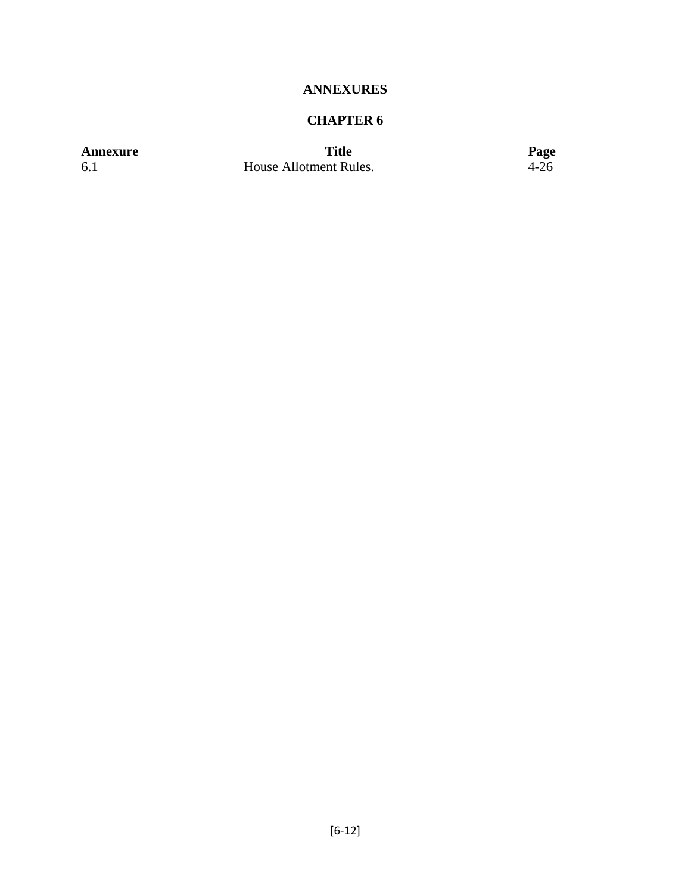# ANNEXURES

## CHAPTER 6

| Annexure | Title | Page |
|---|---|---|
| 6.1 | House Allotment Rules. | 4-26 |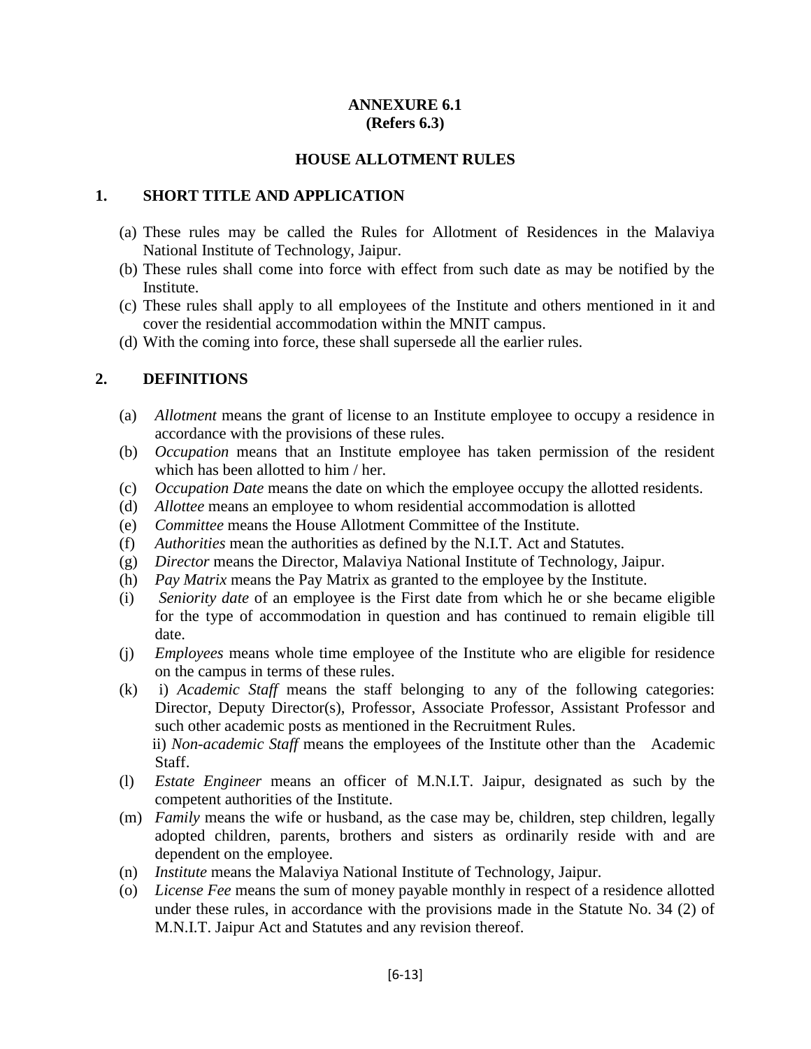**ANNEXURE 6.1**
**(Refers 6.3)**

## HOUSE ALLOTMENT RULES

### 1. SHORT TITLE AND APPLICATION

(a) These rules may be called the Rules for Allotment of Residences in the Malaviya National Institute of Technology, Jaipur.
(b) These rules shall come into force with effect from such date as may be notified by the Institute.
(c) These rules shall apply to all employees of the Institute and others mentioned in it and cover the residential accommodation within the MNIT campus.
(d) With the coming into force, these shall supersede all the earlier rules.

### 2. DEFINITIONS

(a) *Allotment* means the grant of license to an Institute employee to occupy a residence in accordance with the provisions of these rules.
(b) *Occupation* means that an Institute employee has taken permission of the resident which has been allotted to him / her.
(c) *Occupation Date* means the date on which the employee occupy the allotted residents.
(d) *Allottee* means an employee to whom residential accommodation is allotted
(e) *Committee* means the House Allotment Committee of the Institute.
(f) *Authorities* mean the authorities as defined by the N.I.T. Act and Statutes.
(g) *Director* means the Director, Malaviya National Institute of Technology, Jaipur.
(h) *Pay Matrix* means the Pay Matrix as granted to the employee by the Institute.
(i) *Seniority date* of an employee is the First date from which he or she became eligible for the type of accommodation in question and has continued to remain eligible till date.
(j) *Employees* means whole time employee of the Institute who are eligible for residence on the campus in terms of these rules.
(k) i) *Academic Staff* means the staff belonging to any of the following categories: Director, Deputy Director(s), Professor, Associate Professor, Assistant Professor and such other academic posts as mentioned in the Recruitment Rules.
ii) *Non-academic Staff* means the employees of the Institute other than the Academic Staff.
(l) *Estate Engineer* means an officer of M.N.I.T. Jaipur, designated as such by the competent authorities of the Institute.
(m) *Family* means the wife or husband, as the case may be, children, step children, legally adopted children, parents, brothers and sisters as ordinarily reside with and are dependent on the employee.
(n) *Institute* means the Malaviya National Institute of Technology, Jaipur.
(o) *License Fee* means the sum of money payable monthly in respect of a residence allotted under these rules, in accordance with the provisions made in the Statute No. 34 (2) of M.N.I.T. Jaipur Act and Statutes and any revision thereof.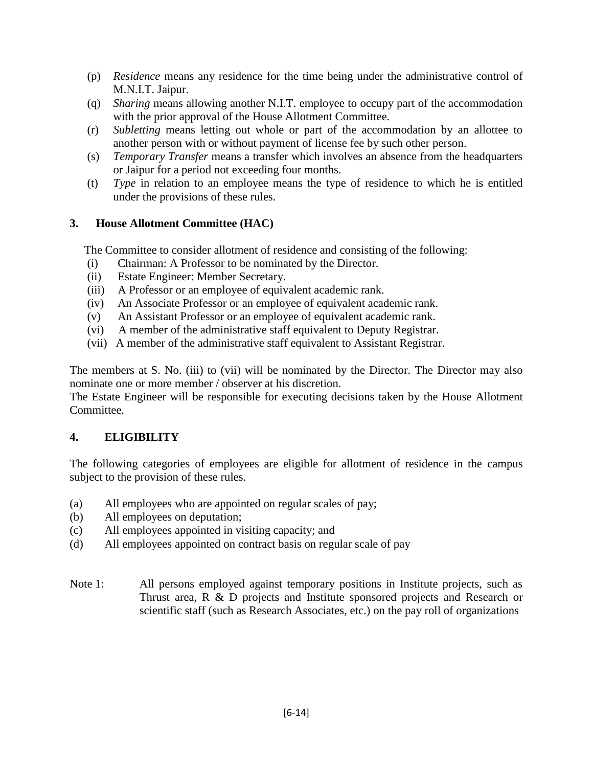(p) *Residence* means any residence for the time being under the administrative control of M.N.I.T. Jaipur.

(q) *Sharing* means allowing another N.I.T. employee to occupy part of the accommodation with the prior approval of the House Allotment Committee.

(r) *Subletting* means letting out whole or part of the accommodation by an allottee to another person with or without payment of license fee by such other person.

(s) *Temporary Transfer* means a transfer which involves an absence from the headquarters or Jaipur for a period not exceeding four months.

(t) *Type* in relation to an employee means the type of residence to which he is entitled under the provisions of these rules.

## 3. House Allotment Committee (HAC)

The Committee to consider allotment of residence and consisting of the following:

(i) Chairman: A Professor to be nominated by the Director.
(ii) Estate Engineer: Member Secretary.
(iii) A Professor or an employee of equivalent academic rank.
(iv) An Associate Professor or an employee of equivalent academic rank.
(v) An Assistant Professor or an employee of equivalent academic rank.
(vi) A member of the administrative staff equivalent to Deputy Registrar.
(vii) A member of the administrative staff equivalent to Assistant Registrar.

The members at S. No. (iii) to (vii) will be nominated by the Director. The Director may also nominate one or more member / observer at his discretion.

The Estate Engineer will be responsible for executing decisions taken by the House Allotment Committee.

## 4. ELIGIBILITY

The following categories of employees are eligible for allotment of residence in the campus subject to the provision of these rules.

(a) All employees who are appointed on regular scales of pay;
(b) All employees on deputation;
(c) All employees appointed in visiting capacity; and
(d) All employees appointed on contract basis on regular scale of pay

Note 1: All persons employed against temporary positions in Institute projects, such as Thrust area, R & D projects and Institute sponsored projects and Research or scientific staff (such as Research Associates, etc.) on the pay roll of organizations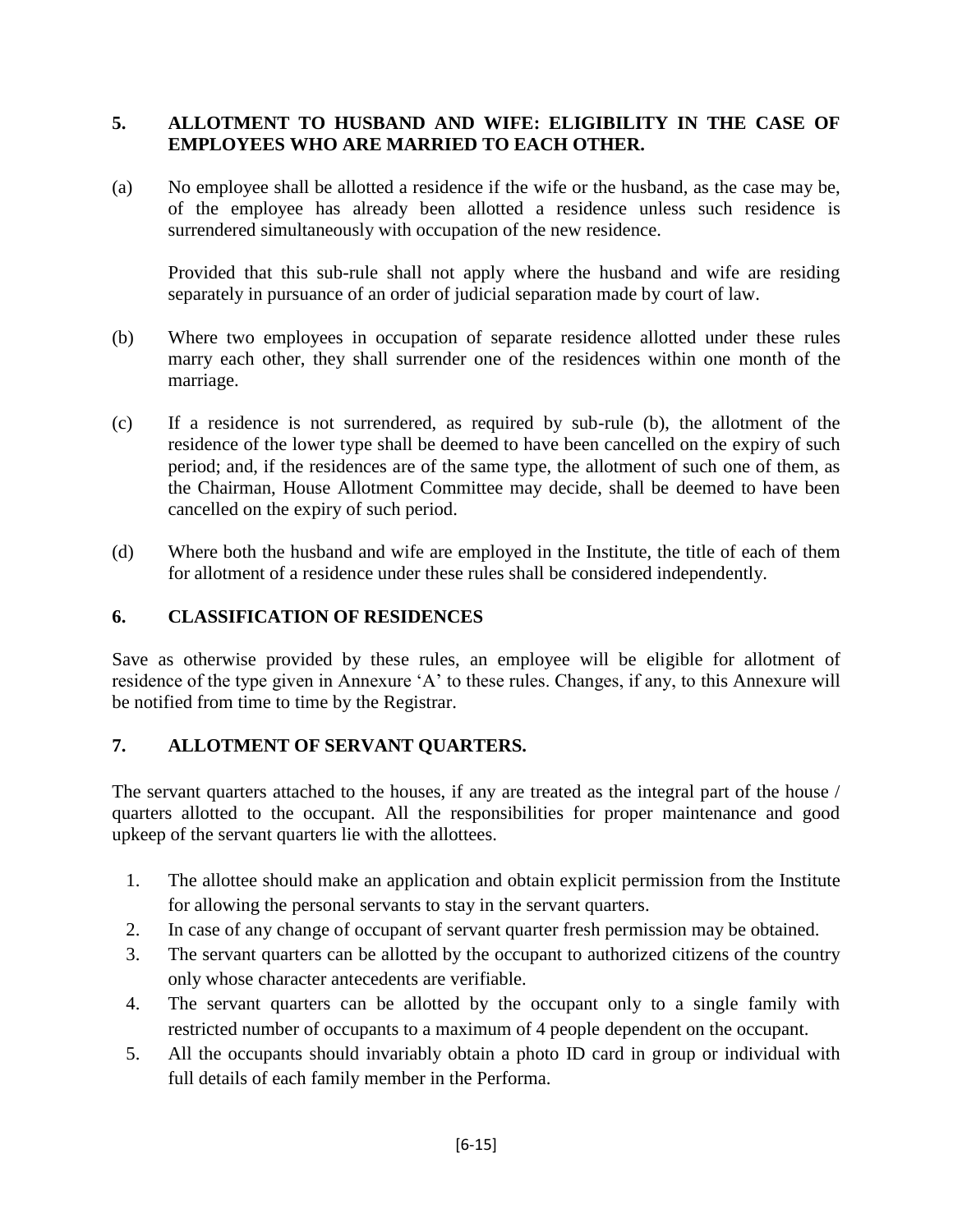## 5. ALLOTMENT TO HUSBAND AND WIFE: ELIGIBILITY IN THE CASE OF EMPLOYEES WHO ARE MARRIED TO EACH OTHER.

(a) No employee shall be allotted a residence if the wife or the husband, as the case may be, of the employee has already been allotted a residence unless such residence is surrendered simultaneously with occupation of the new residence.

Provided that this sub-rule shall not apply where the husband and wife are residing separately in pursuance of an order of judicial separation made by court of law.

(b) Where two employees in occupation of separate residence allotted under these rules marry each other, they shall surrender one of the residences within one month of the marriage.

(c) If a residence is not surrendered, as required by sub-rule (b), the allotment of the residence of the lower type shall be deemed to have been cancelled on the expiry of such period; and, if the residences are of the same type, the allotment of such one of them, as the Chairman, House Allotment Committee may decide, shall be deemed to have been cancelled on the expiry of such period.

(d) Where both the husband and wife are employed in the Institute, the title of each of them for allotment of a residence under these rules shall be considered independently.

## 6. CLASSIFICATION OF RESIDENCES

Save as otherwise provided by these rules, an employee will be eligible for allotment of residence of the type given in Annexure 'A' to these rules. Changes, if any, to this Annexure will be notified from time to time by the Registrar.

## 7. ALLOTMENT OF SERVANT QUARTERS.

The servant quarters attached to the houses, if any are treated as the integral part of the house / quarters allotted to the occupant. All the responsibilities for proper maintenance and good upkeep of the servant quarters lie with the allottees.

1. The allottee should make an application and obtain explicit permission from the Institute for allowing the personal servants to stay in the servant quarters.
2. In case of any change of occupant of servant quarter fresh permission may be obtained.
3. The servant quarters can be allotted by the occupant to authorized citizens of the country only whose character antecedents are verifiable.
4. The servant quarters can be allotted by the occupant only to a single family with restricted number of occupants to a maximum of 4 people dependent on the occupant.
5. All the occupants should invariably obtain a photo ID card in group or individual with full details of each family member in the Performa.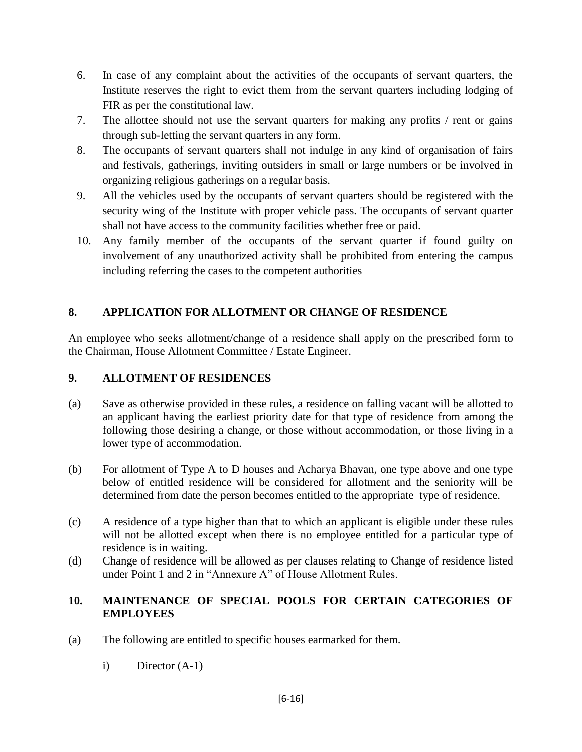6. In case of any complaint about the activities of the occupants of servant quarters, the Institute reserves the right to evict them from the servant quarters including lodging of FIR as per the constitutional law.
7. The allottee should not use the servant quarters for making any profits / rent or gains through sub-letting the servant quarters in any form.
8. The occupants of servant quarters shall not indulge in any kind of organisation of fairs and festivals, gatherings, inviting outsiders in small or large numbers or be involved in organizing religious gatherings on a regular basis.
9. All the vehicles used by the occupants of servant quarters should be registered with the security wing of the Institute with proper vehicle pass. The occupants of servant quarter shall not have access to the community facilities whether free or paid.
10. Any family member of the occupants of the servant quarter if found guilty on involvement of any unauthorized activity shall be prohibited from entering the campus including referring the cases to the competent authorities

## 8. APPLICATION FOR ALLOTMENT OR CHANGE OF RESIDENCE

An employee who seeks allotment/change of a residence shall apply on the prescribed form to the Chairman, House Allotment Committee / Estate Engineer.

## 9. ALLOTMENT OF RESIDENCES

(a) Save as otherwise provided in these rules, a residence on falling vacant will be allotted to an applicant having the earliest priority date for that type of residence from among the following those desiring a change, or those without accommodation, or those living in a lower type of accommodation.

(b) For allotment of Type A to D houses and Acharya Bhavan, one type above and one type below of entitled residence will be considered for allotment and the seniority will be determined from date the person becomes entitled to the appropriate type of residence.

(c) A residence of a type higher than that to which an applicant is eligible under these rules will not be allotted except when there is no employee entitled for a particular type of residence is in waiting.

(d) Change of residence will be allowed as per clauses relating to Change of residence listed under Point 1 and 2 in "Annexure A" of House Allotment Rules.

## 10. MAINTENANCE OF SPECIAL POOLS FOR CERTAIN CATEGORIES OF EMPLOYEES

(a) The following are entitled to specific houses earmarked for them.

i) Director (A-1)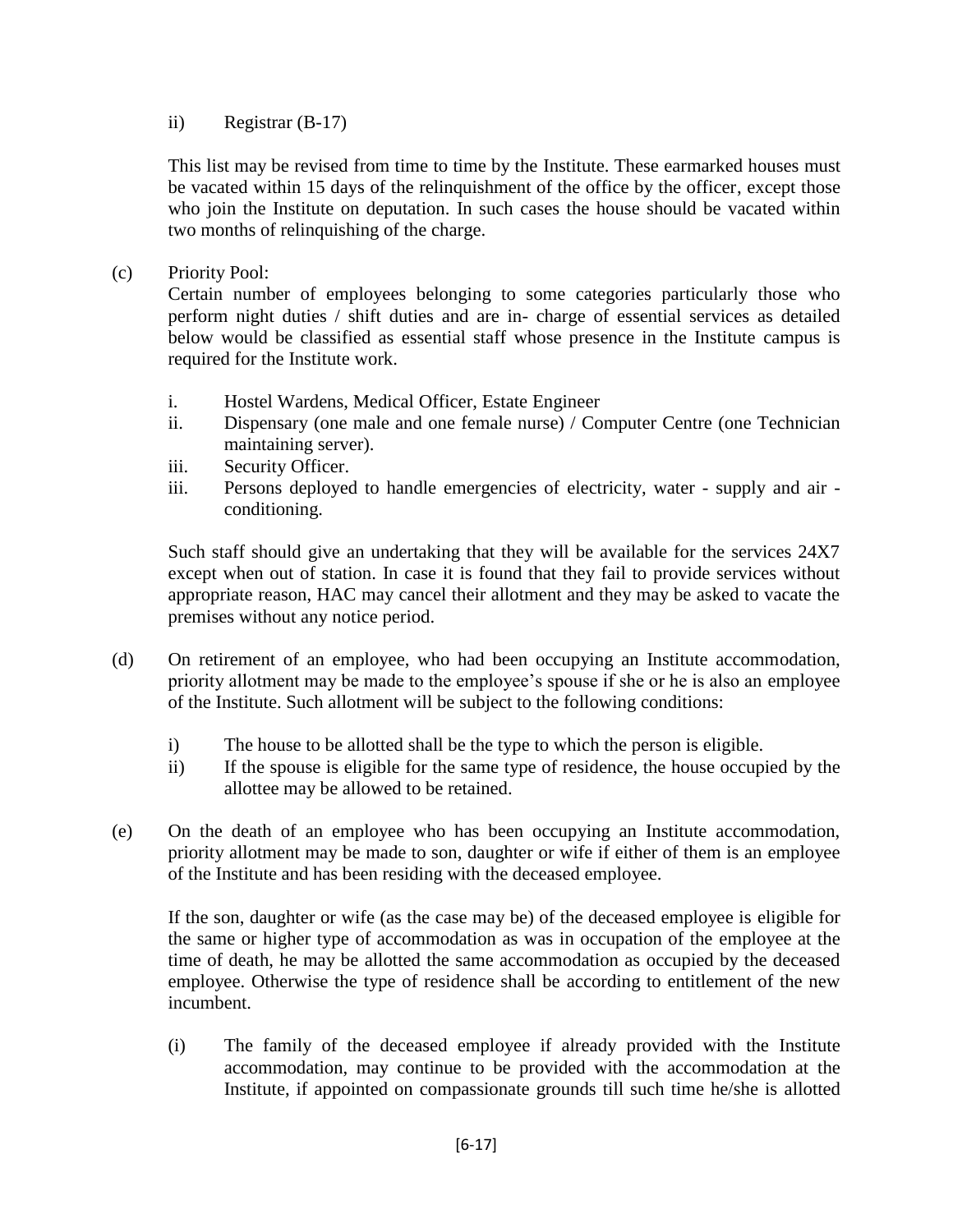ii) Registrar (B-17)

This list may be revised from time to time by the Institute. These earmarked houses must be vacated within 15 days of the relinquishment of the office by the officer, except those who join the Institute on deputation. In such cases the house should be vacated within two months of relinquishing of the charge.

(c) Priority Pool:
Certain number of employees belonging to some categories particularly those who perform night duties / shift duties and are in- charge of essential services as detailed below would be classified as essential staff whose presence in the Institute campus is required for the Institute work.

i. Hostel Wardens, Medical Officer, Estate Engineer
ii. Dispensary (one male and one female nurse) / Computer Centre (one Technician maintaining server).
iii. Security Officer.
iii. Persons deployed to handle emergencies of electricity, water - supply and air - conditioning.

Such staff should give an undertaking that they will be available for the services 24X7 except when out of station. In case it is found that they fail to provide services without appropriate reason, HAC may cancel their allotment and they may be asked to vacate the premises without any notice period.

(d) On retirement of an employee, who had been occupying an Institute accommodation, priority allotment may be made to the employee's spouse if she or he is also an employee of the Institute. Such allotment will be subject to the following conditions:

i) The house to be allotted shall be the type to which the person is eligible.
ii) If the spouse is eligible for the same type of residence, the house occupied by the allottee may be allowed to be retained.

(e) On the death of an employee who has been occupying an Institute accommodation, priority allotment may be made to son, daughter or wife if either of them is an employee of the Institute and has been residing with the deceased employee.

If the son, daughter or wife (as the case may be) of the deceased employee is eligible for the same or higher type of accommodation as was in occupation of the employee at the time of death, he may be allotted the same accommodation as occupied by the deceased employee. Otherwise the type of residence shall be according to entitlement of the new incumbent.

(i) The family of the deceased employee if already provided with the Institute accommodation, may continue to be provided with the accommodation at the Institute, if appointed on compassionate grounds till such time he/she is allotted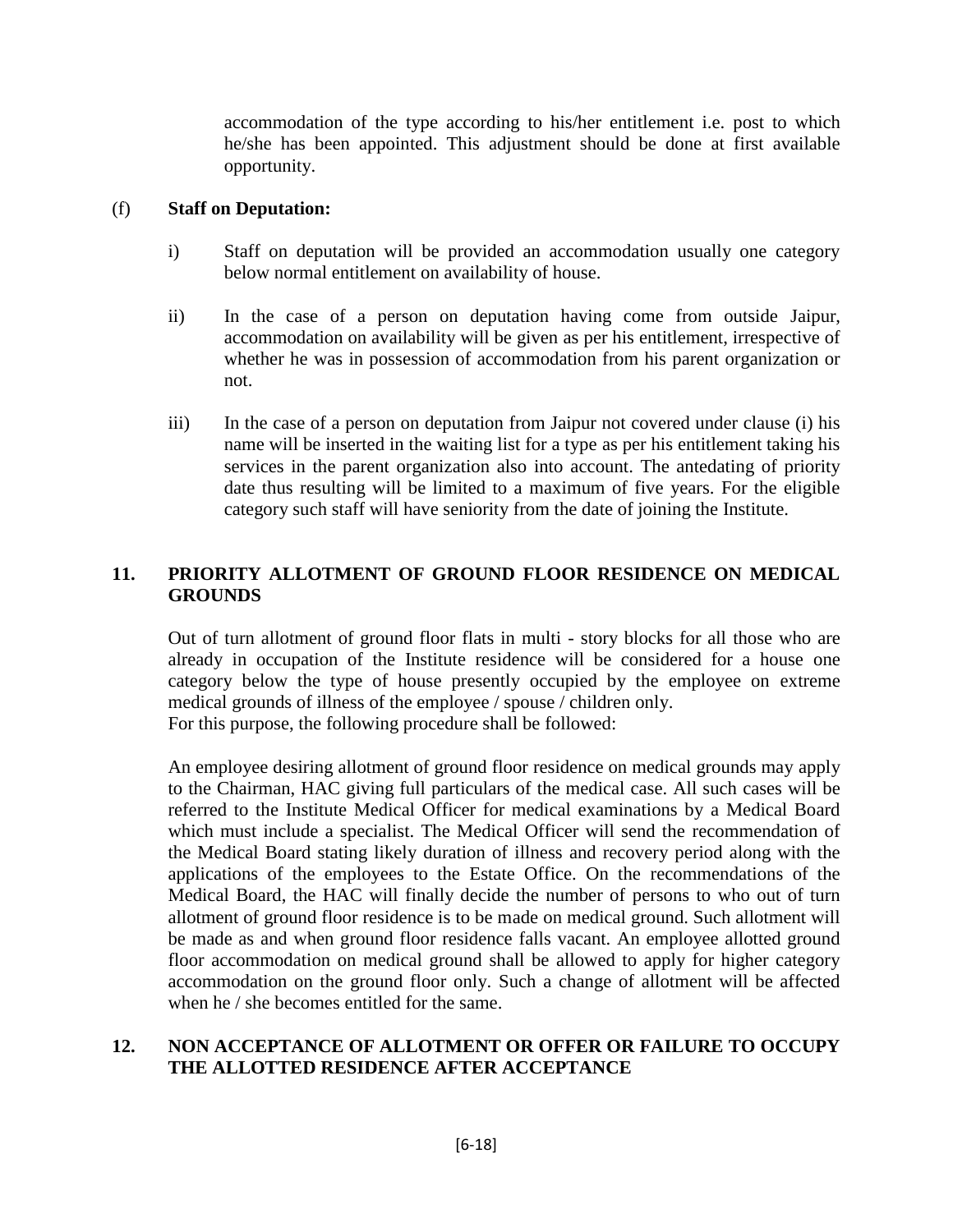accommodation of the type according to his/her entitlement i.e. post to which he/she has been appointed. This adjustment should be done at first available opportunity.

(f) **Staff on Deputation:**

i) Staff on deputation will be provided an accommodation usually one category below normal entitlement on availability of house.

ii) In the case of a person on deputation having come from outside Jaipur, accommodation on availability will be given as per his entitlement, irrespective of whether he was in possession of accommodation from his parent organization or not.

iii) In the case of a person on deputation from Jaipur not covered under clause (i) his name will be inserted in the waiting list for a type as per his entitlement taking his services in the parent organization also into account. The antedating of priority date thus resulting will be limited to a maximum of five years. For the eligible category such staff will have seniority from the date of joining the Institute.

## 11. PRIORITY ALLOTMENT OF GROUND FLOOR RESIDENCE ON MEDICAL GROUNDS

Out of turn allotment of ground floor flats in multi - story blocks for all those who are already in occupation of the Institute residence will be considered for a house one category below the type of house presently occupied by the employee on extreme medical grounds of illness of the employee / spouse / children only.
For this purpose, the following procedure shall be followed:

An employee desiring allotment of ground floor residence on medical grounds may apply to the Chairman, HAC giving full particulars of the medical case. All such cases will be referred to the Institute Medical Officer for medical examinations by a Medical Board which must include a specialist. The Medical Officer will send the recommendation of the Medical Board stating likely duration of illness and recovery period along with the applications of the employees to the Estate Office. On the recommendations of the Medical Board, the HAC will finally decide the number of persons to who out of turn allotment of ground floor residence is to be made on medical ground. Such allotment will be made as and when ground floor residence falls vacant. An employee allotted ground floor accommodation on medical ground shall be allowed to apply for higher category accommodation on the ground floor only. Such a change of allotment will be affected when he / she becomes entitled for the same.

## 12. NON ACCEPTANCE OF ALLOTMENT OR OFFER OR FAILURE TO OCCUPY THE ALLOTTED RESIDENCE AFTER ACCEPTANCE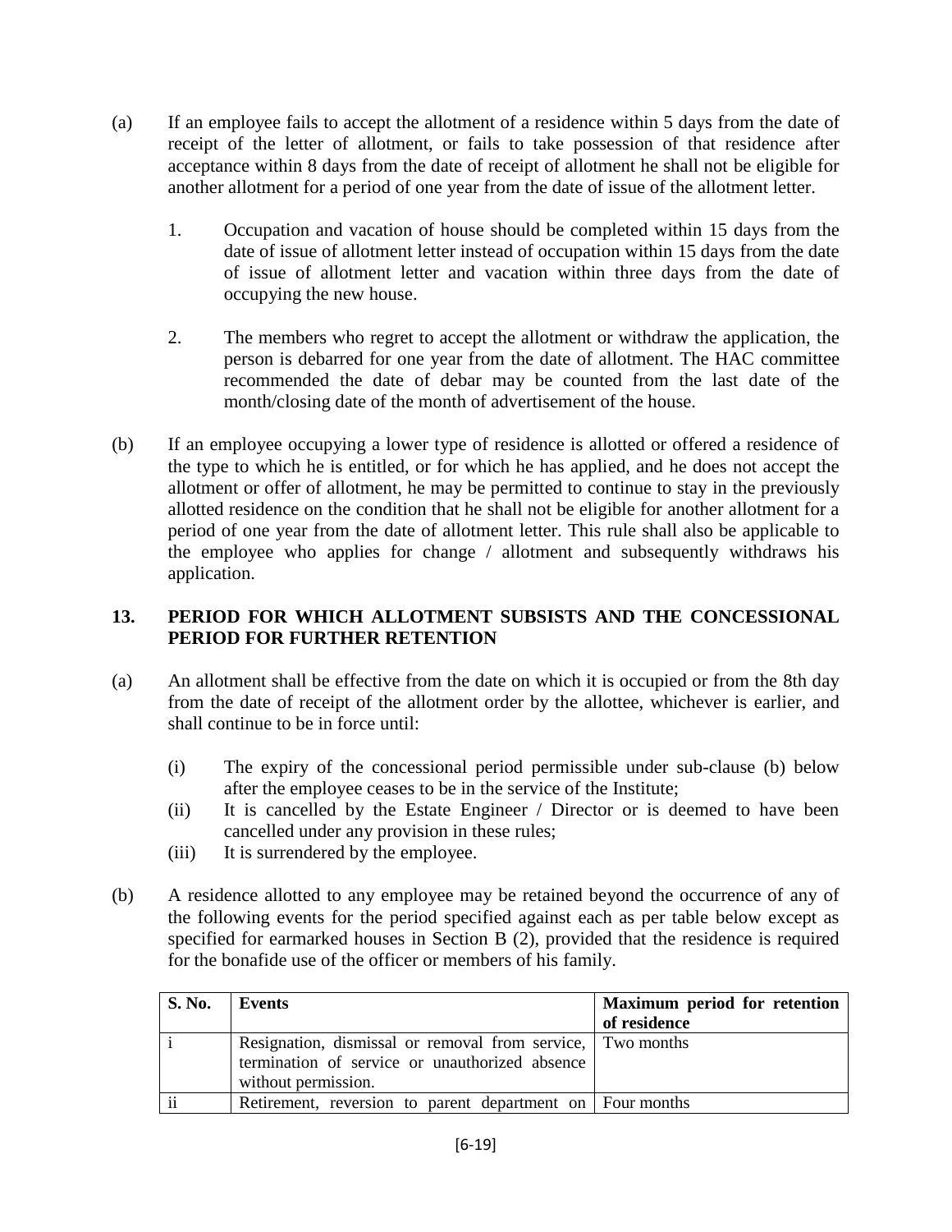(a) If an employee fails to accept the allotment of a residence within 5 days from the date of receipt of the letter of allotment, or fails to take possession of that residence after acceptance within 8 days from the date of receipt of allotment he shall not be eligible for another allotment for a period of one year from the date of issue of the allotment letter.

   1. Occupation and vacation of house should be completed within 15 days from the date of issue of allotment letter instead of occupation within 15 days from the date of issue of allotment letter and vacation within three days from the date of occupying the new house.

   2. The members who regret to accept the allotment or withdraw the application, the person is debarred for one year from the date of allotment. The HAC committee recommended the date of debar may be counted from the last date of the month/closing date of the month of advertisement of the house.

(b) If an employee occupying a lower type of residence is allotted or offered a residence of the type to which he is entitled, or for which he has applied, and he does not accept the allotment or offer of allotment, he may be permitted to continue to stay in the previously allotted residence on the condition that he shall not be eligible for another allotment for a period of one year from the date of allotment letter. This rule shall also be applicable to the employee who applies for change / allotment and subsequently withdraws his application.

## 13. PERIOD FOR WHICH ALLOTMENT SUBSISTS AND THE CONCESSIONAL PERIOD FOR FURTHER RETENTION

(a) An allotment shall be effective from the date on which it is occupied or from the 8th day from the date of receipt of the allotment order by the allottee, whichever is earlier, and shall continue to be in force until:

   (i) The expiry of the concessional period permissible under sub-clause (b) below after the employee ceases to be in the service of the Institute;
   (ii) It is cancelled by the Estate Engineer / Director or is deemed to have been cancelled under any provision in these rules;
   (iii) It is surrendered by the employee.

(b) A residence allotted to any employee may be retained beyond the occurrence of any of the following events for the period specified against each as per table below except as specified for earmarked houses in Section B (2), provided that the residence is required for the bonafide use of the officer or members of his family.

| S. No. | Events | Maximum period for retention of residence |
|---|---|---|
| i | Resignation, dismissal or removal from service, termination of service or unauthorized absence without permission. | Two months |
| ii | Retirement, reversion to parent department on | Four months |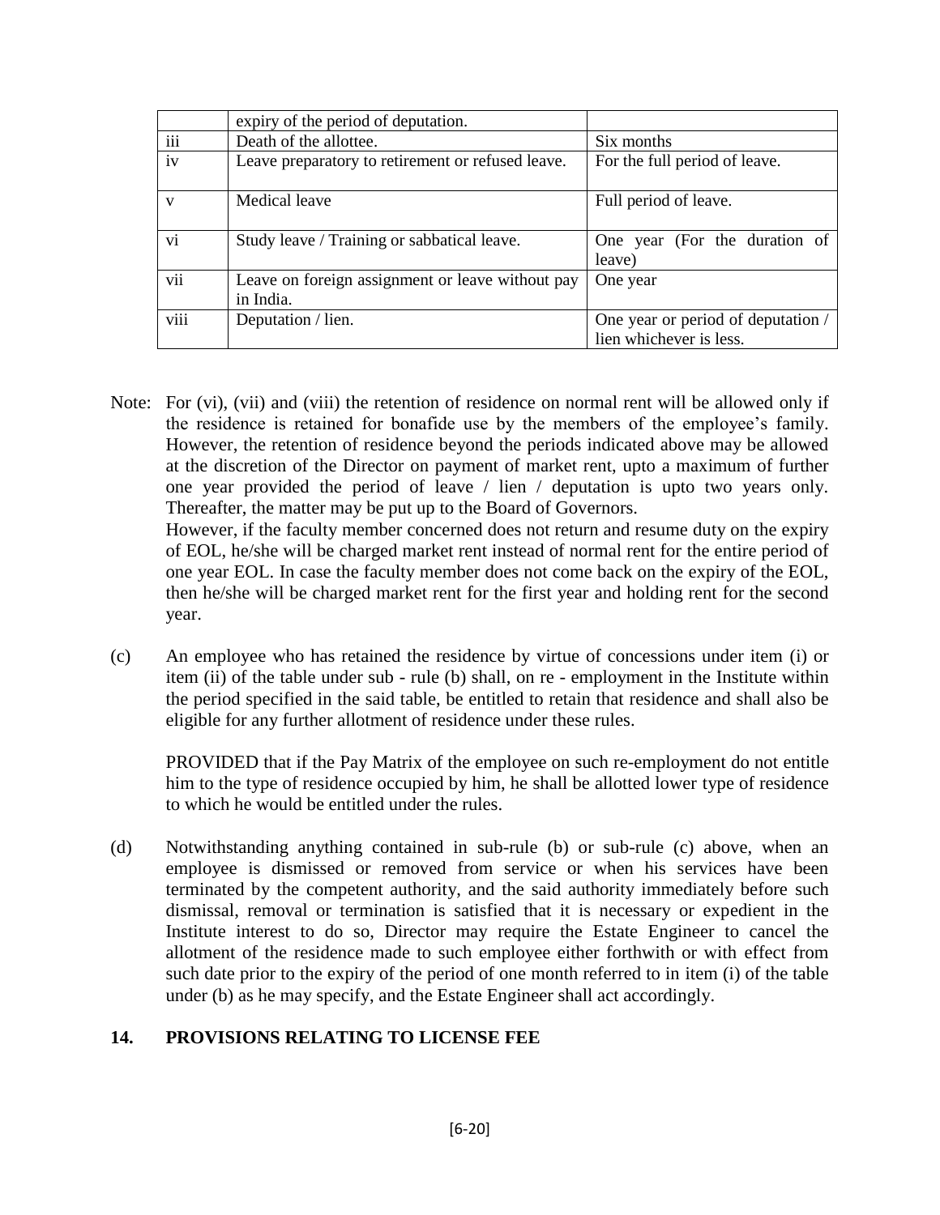| | | |
|---|---|---|
| | expiry of the period of deputation. | |
| iii | Death of the allottee. | Six months |
| iv | Leave preparatory to retirement or refused leave. | For the full period of leave. |
| v | Medical leave | Full period of leave. |
| vi | Study leave / Training or sabbatical leave. | One year (For the duration of leave) |
| vii | Leave on foreign assignment or leave without pay in India. | One year |
| viii | Deputation / lien. | One year or period of deputation / lien whichever is less. |

Note: For (vi), (vii) and (viii) the retention of residence on normal rent will be allowed only if the residence is retained for bonafide use by the members of the employee's family. However, the retention of residence beyond the periods indicated above may be allowed at the discretion of the Director on payment of market rent, upto a maximum of further one year provided the period of leave / lien / deputation is upto two years only. Thereafter, the matter may be put up to the Board of Governors.

However, if the faculty member concerned does not return and resume duty on the expiry of EOL, he/she will be charged market rent instead of normal rent for the entire period of one year EOL. In case the faculty member does not come back on the expiry of the EOL, then he/she will be charged market rent for the first year and holding rent for the second year.

(c) An employee who has retained the residence by virtue of concessions under item (i) or item (ii) of the table under sub - rule (b) shall, on re - employment in the Institute within the period specified in the said table, be entitled to retain that residence and shall also be eligible for any further allotment of residence under these rules.

PROVIDED that if the Pay Matrix of the employee on such re-employment do not entitle him to the type of residence occupied by him, he shall be allotted lower type of residence to which he would be entitled under the rules.

(d) Notwithstanding anything contained in sub-rule (b) or sub-rule (c) above, when an employee is dismissed or removed from service or when his services have been terminated by the competent authority, and the said authority immediately before such dismissal, removal or termination is satisfied that it is necessary or expedient in the Institute interest to do so, Director may require the Estate Engineer to cancel the allotment of the residence made to such employee either forthwith or with effect from such date prior to the expiry of the period of one month referred to in item (i) of the table under (b) as he may specify, and the Estate Engineer shall act accordingly.

## 14. PROVISIONS RELATING TO LICENSE FEE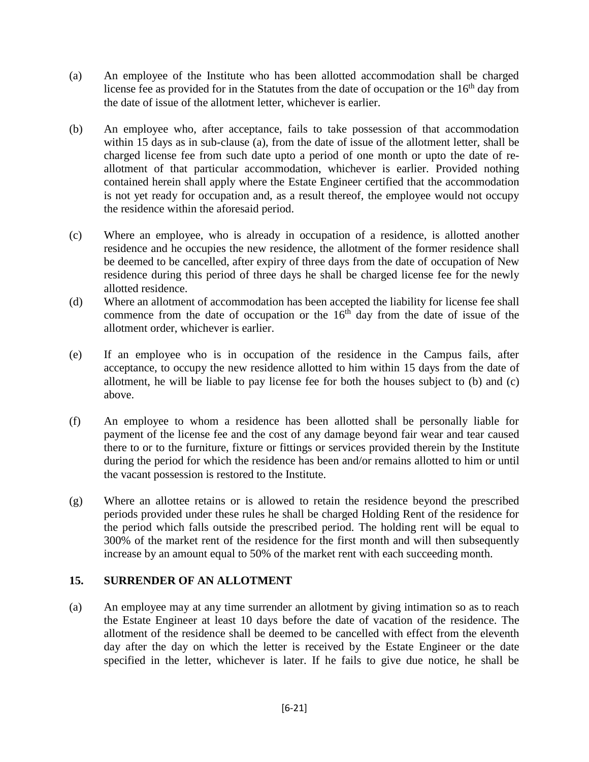(a) An employee of the Institute who has been allotted accommodation shall be charged license fee as provided for in the Statutes from the date of occupation or the 16th day from the date of issue of the allotment letter, whichever is earlier.

(b) An employee who, after acceptance, fails to take possession of that accommodation within 15 days as in sub-clause (a), from the date of issue of the allotment letter, shall be charged license fee from such date upto a period of one month or upto the date of re-allotment of that particular accommodation, whichever is earlier. Provided nothing contained herein shall apply where the Estate Engineer certified that the accommodation is not yet ready for occupation and, as a result thereof, the employee would not occupy the residence within the aforesaid period.

(c) Where an employee, who is already in occupation of a residence, is allotted another residence and he occupies the new residence, the allotment of the former residence shall be deemed to be cancelled, after expiry of three days from the date of occupation of New residence during this period of three days he shall be charged license fee for the newly allotted residence.

(d) Where an allotment of accommodation has been accepted the liability for license fee shall commence from the date of occupation or the 16th day from the date of issue of the allotment order, whichever is earlier.

(e) If an employee who is in occupation of the residence in the Campus fails, after acceptance, to occupy the new residence allotted to him within 15 days from the date of allotment, he will be liable to pay license fee for both the houses subject to (b) and (c) above.

(f) An employee to whom a residence has been allotted shall be personally liable for payment of the license fee and the cost of any damage beyond fair wear and tear caused there to or to the furniture, fixture or fittings or services provided therein by the Institute during the period for which the residence has been and/or remains allotted to him or until the vacant possession is restored to the Institute.

(g) Where an allottee retains or is allowed to retain the residence beyond the prescribed periods provided under these rules he shall be charged Holding Rent of the residence for the period which falls outside the prescribed period. The holding rent will be equal to 300% of the market rent of the residence for the first month and will then subsequently increase by an amount equal to 50% of the market rent with each succeeding month.

## 15. SURRENDER OF AN ALLOTMENT

(a) An employee may at any time surrender an allotment by giving intimation so as to reach the Estate Engineer at least 10 days before the date of vacation of the residence. The allotment of the residence shall be deemed to be cancelled with effect from the eleventh day after the day on which the letter is received by the Estate Engineer or the date specified in the letter, whichever is later. If he fails to give due notice, he shall be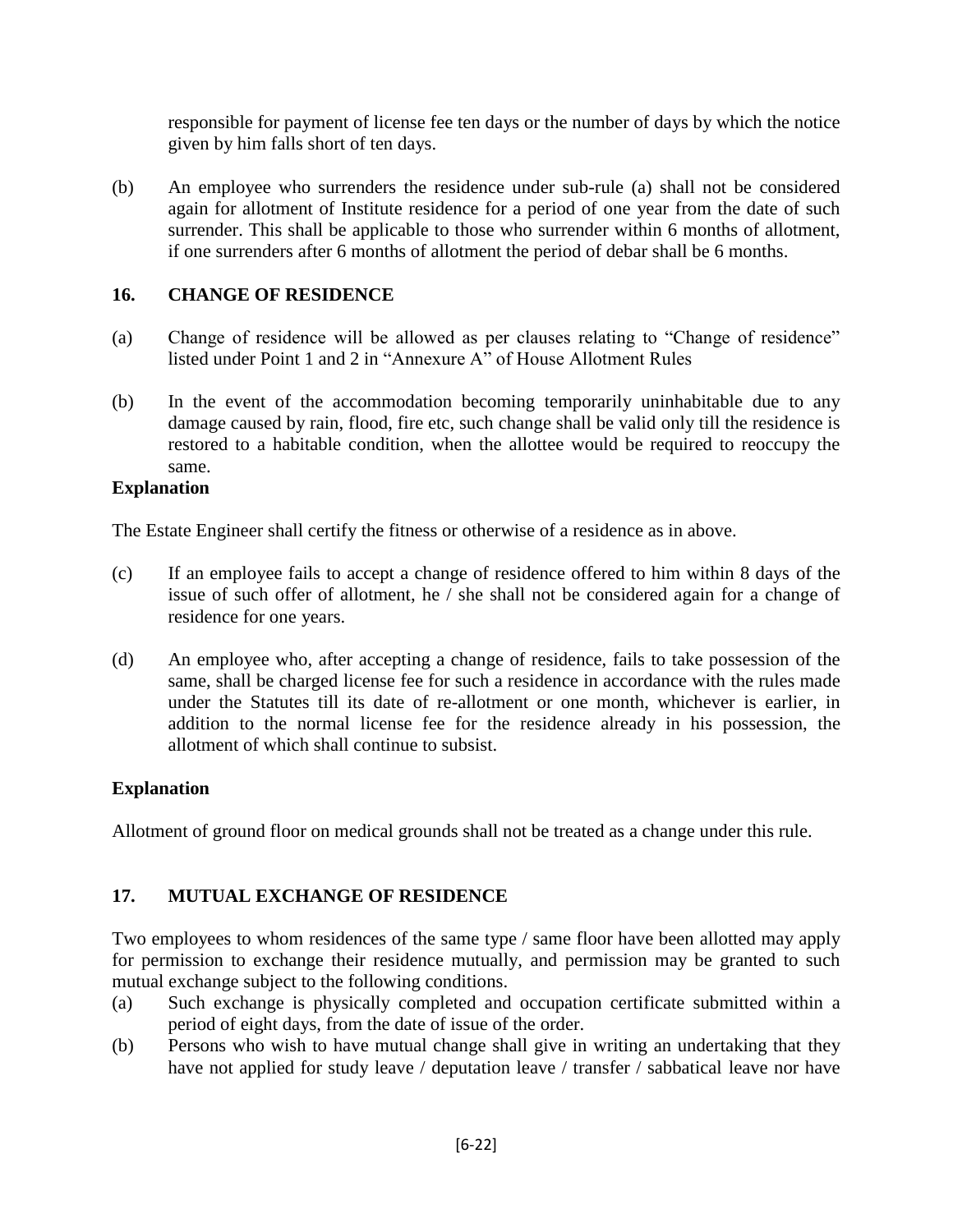responsible for payment of license fee ten days or the number of days by which the notice given by him falls short of ten days.

(b) An employee who surrenders the residence under sub-rule (a) shall not be considered again for allotment of Institute residence for a period of one year from the date of such surrender. This shall be applicable to those who surrender within 6 months of allotment, if one surrenders after 6 months of allotment the period of debar shall be 6 months.

## 16. CHANGE OF RESIDENCE

(a) Change of residence will be allowed as per clauses relating to "Change of residence" listed under Point 1 and 2 in "Annexure A" of House Allotment Rules

(b) In the event of the accommodation becoming temporarily uninhabitable due to any damage caused by rain, flood, fire etc, such change shall be valid only till the residence is restored to a habitable condition, when the allottee would be required to reoccupy the same.

**Explanation**

The Estate Engineer shall certify the fitness or otherwise of a residence as in above.

(c) If an employee fails to accept a change of residence offered to him within 8 days of the issue of such offer of allotment, he / she shall not be considered again for a change of residence for one years.

(d) An employee who, after accepting a change of residence, fails to take possession of the same, shall be charged license fee for such a residence in accordance with the rules made under the Statutes till its date of re-allotment or one month, whichever is earlier, in addition to the normal license fee for the residence already in his possession, the allotment of which shall continue to subsist.

**Explanation**

Allotment of ground floor on medical grounds shall not be treated as a change under this rule.

## 17. MUTUAL EXCHANGE OF RESIDENCE

Two employees to whom residences of the same type / same floor have been allotted may apply for permission to exchange their residence mutually, and permission may be granted to such mutual exchange subject to the following conditions.

(a) Such exchange is physically completed and occupation certificate submitted within a period of eight days, from the date of issue of the order.

(b) Persons who wish to have mutual change shall give in writing an undertaking that they have not applied for study leave / deputation leave / transfer / sabbatical leave nor have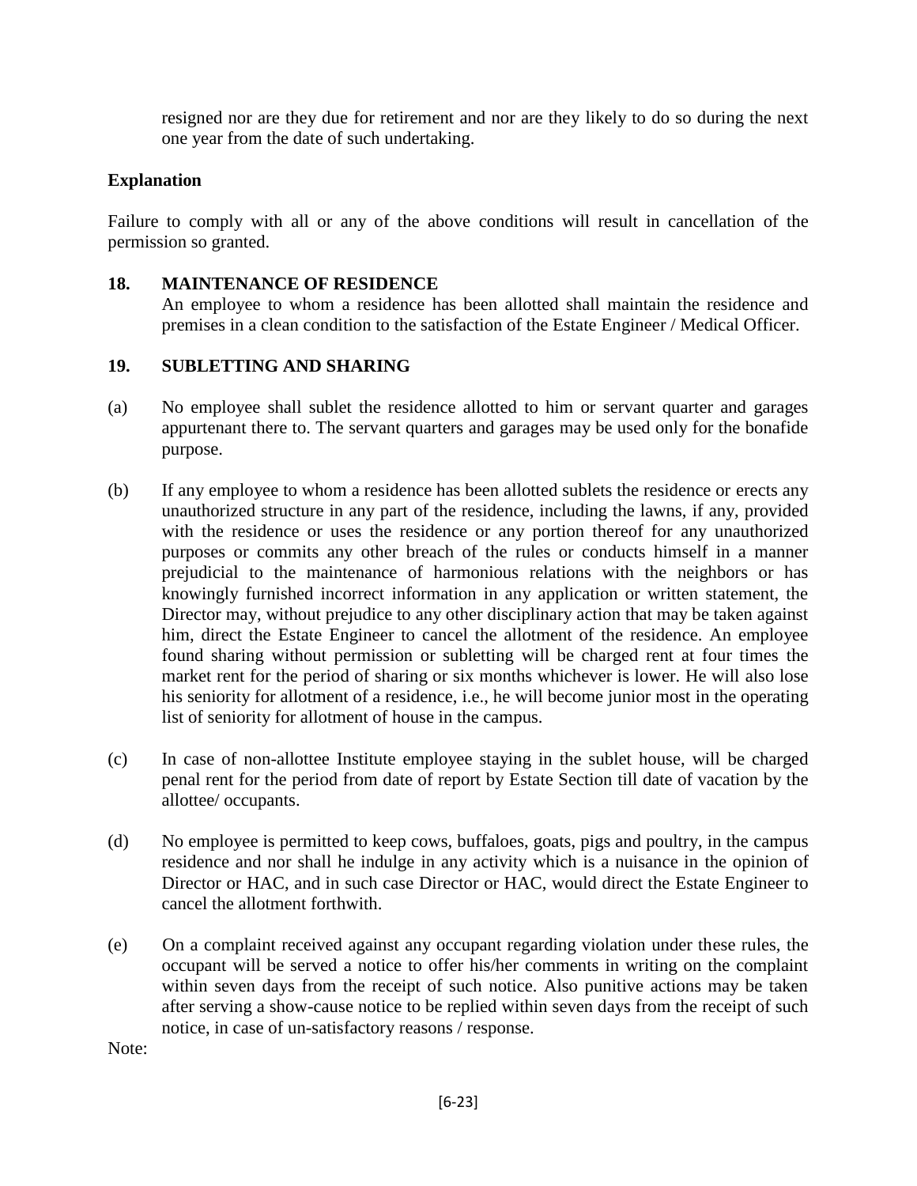resigned nor are they due for retirement and nor are they likely to do so during the next one year from the date of such undertaking.

**Explanation**

Failure to comply with all or any of the above conditions will result in cancellation of the permission so granted.

**18. MAINTENANCE OF RESIDENCE**

An employee to whom a residence has been allotted shall maintain the residence and premises in a clean condition to the satisfaction of the Estate Engineer / Medical Officer.

**19. SUBLETTING AND SHARING**

(a) No employee shall sublet the residence allotted to him or servant quarter and garages appurtenant there to. The servant quarters and garages may be used only for the bonafide purpose.

(b) If any employee to whom a residence has been allotted sublets the residence or erects any unauthorized structure in any part of the residence, including the lawns, if any, provided with the residence or uses the residence or any portion thereof for any unauthorized purposes or commits any other breach of the rules or conducts himself in a manner prejudicial to the maintenance of harmonious relations with the neighbors or has knowingly furnished incorrect information in any application or written statement, the Director may, without prejudice to any other disciplinary action that may be taken against him, direct the Estate Engineer to cancel the allotment of the residence. An employee found sharing without permission or subletting will be charged rent at four times the market rent for the period of sharing or six months whichever is lower. He will also lose his seniority for allotment of a residence, i.e., he will become junior most in the operating list of seniority for allotment of house in the campus.

(c) In case of non-allottee Institute employee staying in the sublet house, will be charged penal rent for the period from date of report by Estate Section till date of vacation by the allottee/ occupants.

(d) No employee is permitted to keep cows, buffaloes, goats, pigs and poultry, in the campus residence and nor shall he indulge in any activity which is a nuisance in the opinion of Director or HAC, and in such case Director or HAC, would direct the Estate Engineer to cancel the allotment forthwith.

(e) On a complaint received against any occupant regarding violation under these rules, the occupant will be served a notice to offer his/her comments in writing on the complaint within seven days from the receipt of such notice. Also punitive actions may be taken after serving a show-cause notice to be replied within seven days from the receipt of such notice, in case of un-satisfactory reasons / response.

Note: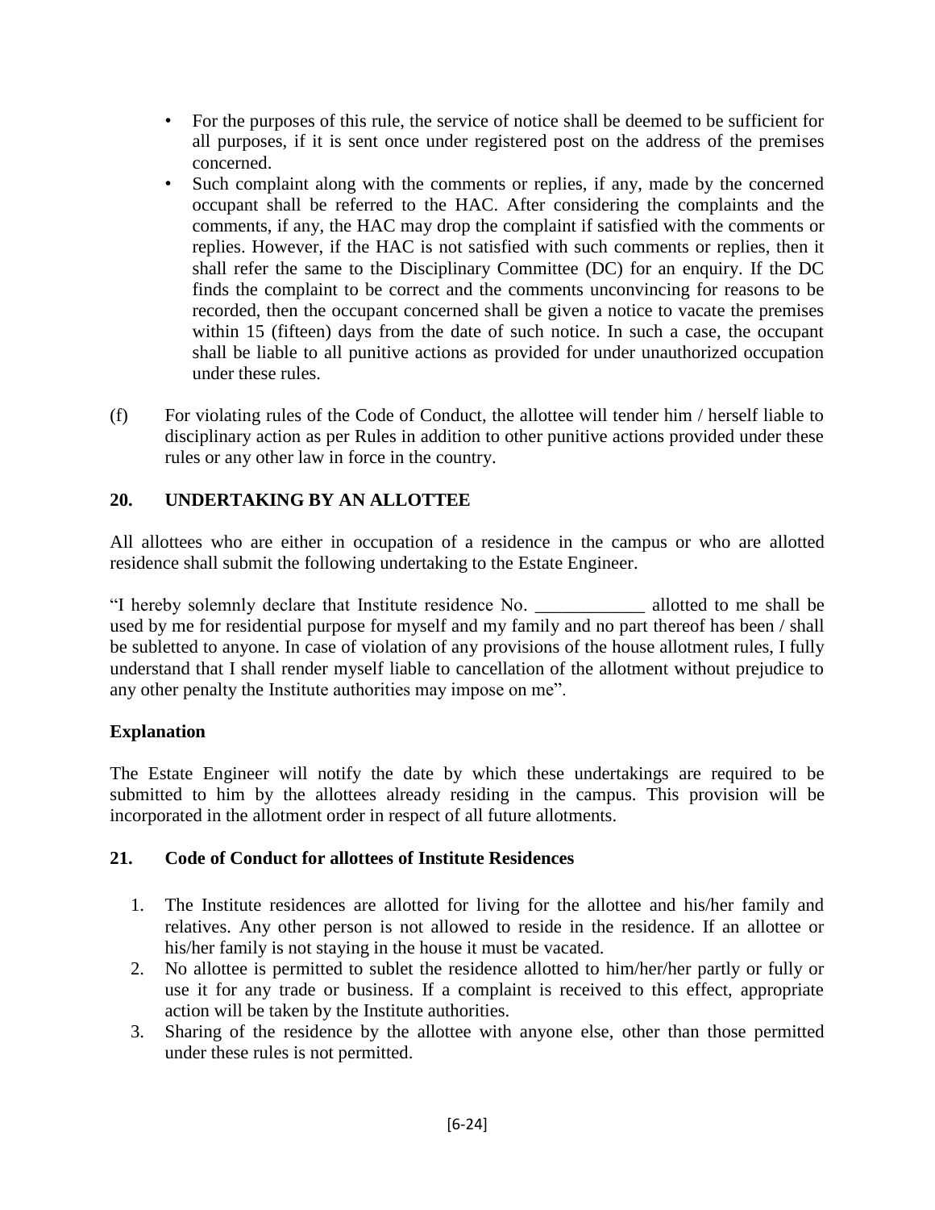- For the purposes of this rule, the service of notice shall be deemed to be sufficient for all purposes, if it is sent once under registered post on the address of the premises concerned.
- Such complaint along with the comments or replies, if any, made by the concerned occupant shall be referred to the HAC. After considering the complaints and the comments, if any, the HAC may drop the complaint if satisfied with the comments or replies. However, if the HAC is not satisfied with such comments or replies, then it shall refer the same to the Disciplinary Committee (DC) for an enquiry. If the DC finds the complaint to be correct and the comments unconvincing for reasons to be recorded, then the occupant concerned shall be given a notice to vacate the premises within 15 (fifteen) days from the date of such notice. In such a case, the occupant shall be liable to all punitive actions as provided for under unauthorized occupation under these rules.

(f) For violating rules of the Code of Conduct, the allottee will tender him / herself liable to disciplinary action as per Rules in addition to other punitive actions provided under these rules or any other law in force in the country.

## 20. UNDERTAKING BY AN ALLOTTEE

All allottees who are either in occupation of a residence in the campus or who are allotted residence shall submit the following undertaking to the Estate Engineer.

"I hereby solemnly declare that Institute residence No. ____________ allotted to me shall be used by me for residential purpose for myself and my family and no part thereof has been / shall be subletted to anyone. In case of violation of any provisions of the house allotment rules, I fully understand that I shall render myself liable to cancellation of the allotment without prejudice to any other penalty the Institute authorities may impose on me".

### Explanation

The Estate Engineer will notify the date by which these undertakings are required to be submitted to him by the allottees already residing in the campus. This provision will be incorporated in the allotment order in respect of all future allotments.

## 21. Code of Conduct for allottees of Institute Residences

1. The Institute residences are allotted for living for the allottee and his/her family and relatives. Any other person is not allowed to reside in the residence. If an allottee or his/her family is not staying in the house it must be vacated.
2. No allottee is permitted to sublet the residence allotted to him/her/her partly or fully or use it for any trade or business. If a complaint is received to this effect, appropriate action will be taken by the Institute authorities.
3. Sharing of the residence by the allottee with anyone else, other than those permitted under these rules is not permitted.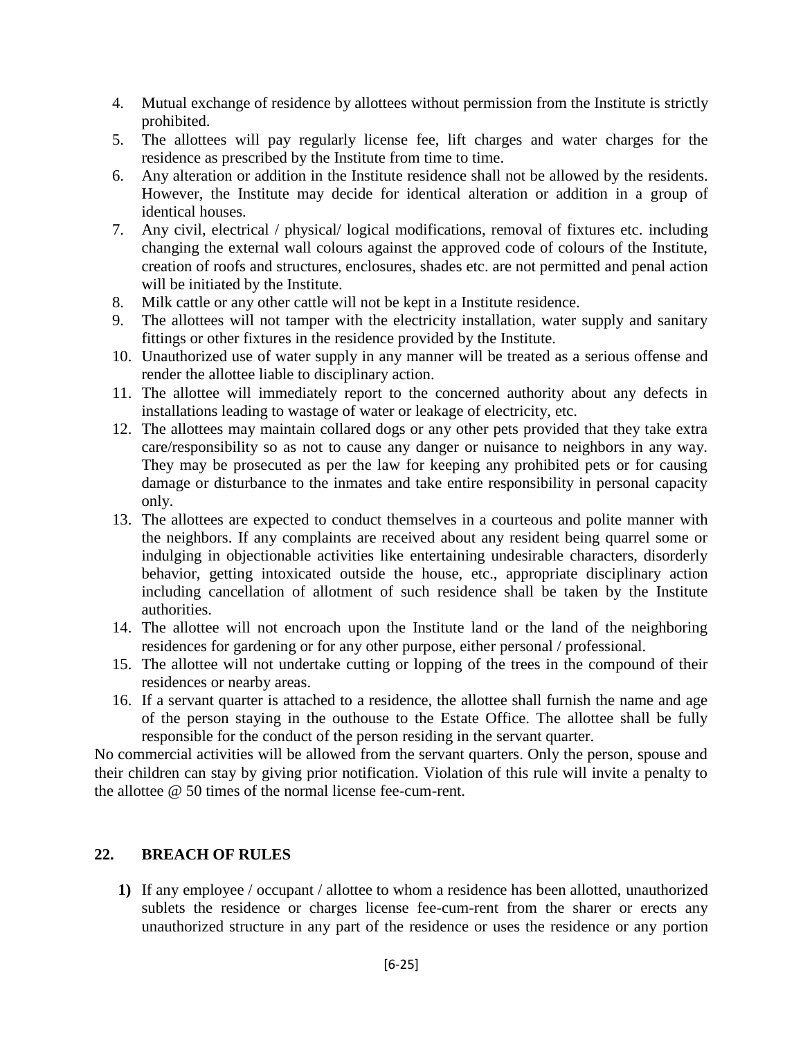4. Mutual exchange of residence by allottees without permission from the Institute is strictly prohibited.
5. The allottees will pay regularly license fee, lift charges and water charges for the residence as prescribed by the Institute from time to time.
6. Any alteration or addition in the Institute residence shall not be allowed by the residents. However, the Institute may decide for identical alteration or addition in a group of identical houses.
7. Any civil, electrical / physical/ logical modifications, removal of fixtures etc. including changing the external wall colours against the approved code of colours of the Institute, creation of roofs and structures, enclosures, shades etc. are not permitted and penal action will be initiated by the Institute.
8. Milk cattle or any other cattle will not be kept in a Institute residence.
9. The allottees will not tamper with the electricity installation, water supply and sanitary fittings or other fixtures in the residence provided by the Institute.
10. Unauthorized use of water supply in any manner will be treated as a serious offense and render the allottee liable to disciplinary action.
11. The allottee will immediately report to the concerned authority about any defects in installations leading to wastage of water or leakage of electricity, etc.
12. The allottees may maintain collared dogs or any other pets provided that they take extra care/responsibility so as not to cause any danger or nuisance to neighbors in any way. They may be prosecuted as per the law for keeping any prohibited pets or for causing damage or disturbance to the inmates and take entire responsibility in personal capacity only.
13. The allottees are expected to conduct themselves in a courteous and polite manner with the neighbors. If any complaints are received about any resident being quarrel some or indulging in objectionable activities like entertaining undesirable characters, disorderly behavior, getting intoxicated outside the house, etc., appropriate disciplinary action including cancellation of allotment of such residence shall be taken by the Institute authorities.
14. The allottee will not encroach upon the Institute land or the land of the neighboring residences for gardening or for any other purpose, either personal / professional.
15. The allottee will not undertake cutting or lopping of the trees in the compound of their residences or nearby areas.
16. If a servant quarter is attached to a residence, the allottee shall furnish the name and age of the person staying in the outhouse to the Estate Office. The allottee shall be fully responsible for the conduct of the person residing in the servant quarter.

No commercial activities will be allowed from the servant quarters. Only the person, spouse and their children can stay by giving prior notification. Violation of this rule will invite a penalty to the allottee @ 50 times of the normal license fee-cum-rent.

## 22. BREACH OF RULES

**1)** If any employee / occupant / allottee to whom a residence has been allotted, unauthorized sublets the residence or charges license fee-cum-rent from the sharer or erects any unauthorized structure in any part of the residence or uses the residence or any portion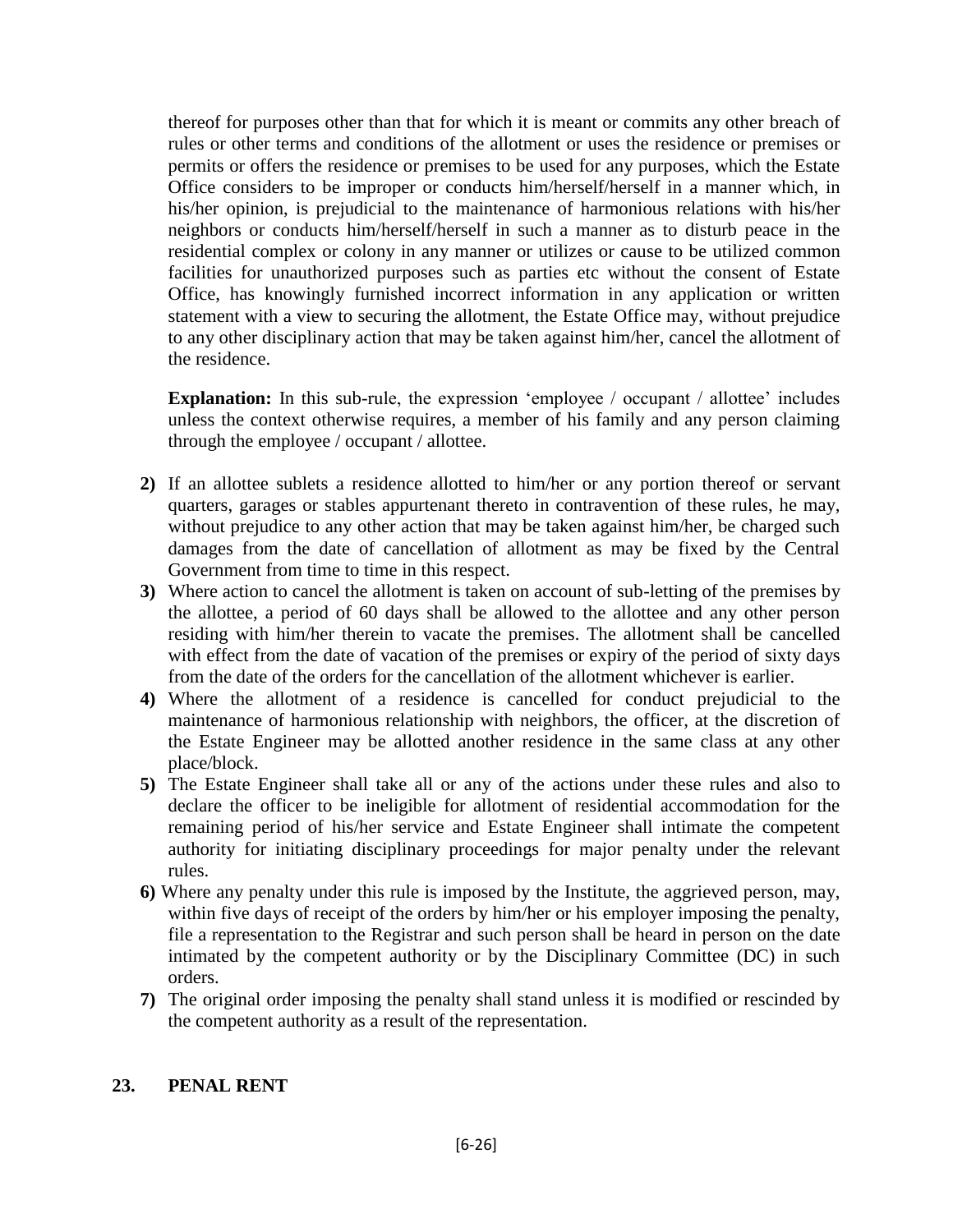thereof for purposes other than that for which it is meant or commits any other breach of rules or other terms and conditions of the allotment or uses the residence or premises or permits or offers the residence or premises to be used for any purposes, which the Estate Office considers to be improper or conducts him/herself/herself in a manner which, in his/her opinion, is prejudicial to the maintenance of harmonious relations with his/her neighbors or conducts him/herself/herself in such a manner as to disturb peace in the residential complex or colony in any manner or utilizes or cause to be utilized common facilities for unauthorized purposes such as parties etc without the consent of Estate Office, has knowingly furnished incorrect information in any application or written statement with a view to securing the allotment, the Estate Office may, without prejudice to any other disciplinary action that may be taken against him/her, cancel the allotment of the residence.

**Explanation:** In this sub-rule, the expression 'employee / occupant / allottee' includes unless the context otherwise requires, a member of his family and any person claiming through the employee / occupant / allottee.

**2)** If an allottee sublets a residence allotted to him/her or any portion thereof or servant quarters, garages or stables appurtenant thereto in contravention of these rules, he may, without prejudice to any other action that may be taken against him/her, be charged such damages from the date of cancellation of allotment as may be fixed by the Central Government from time to time in this respect.

**3)** Where action to cancel the allotment is taken on account of sub-letting of the premises by the allottee, a period of 60 days shall be allowed to the allottee and any other person residing with him/her therein to vacate the premises. The allotment shall be cancelled with effect from the date of vacation of the premises or expiry of the period of sixty days from the date of the orders for the cancellation of the allotment whichever is earlier.

**4)** Where the allotment of a residence is cancelled for conduct prejudicial to the maintenance of harmonious relationship with neighbors, the officer, at the discretion of the Estate Engineer may be allotted another residence in the same class at any other place/block.

**5)** The Estate Engineer shall take all or any of the actions under these rules and also to declare the officer to be ineligible for allotment of residential accommodation for the remaining period of his/her service and Estate Engineer shall intimate the competent authority for initiating disciplinary proceedings for major penalty under the relevant rules.

**6)** Where any penalty under this rule is imposed by the Institute, the aggrieved person, may, within five days of receipt of the orders by him/her or his employer imposing the penalty, file a representation to the Registrar and such person shall be heard in person on the date intimated by the competent authority or by the Disciplinary Committee (DC) in such orders.

**7)** The original order imposing the penalty shall stand unless it is modified or rescinded by the competent authority as a result of the representation.

## 23. PENAL RENT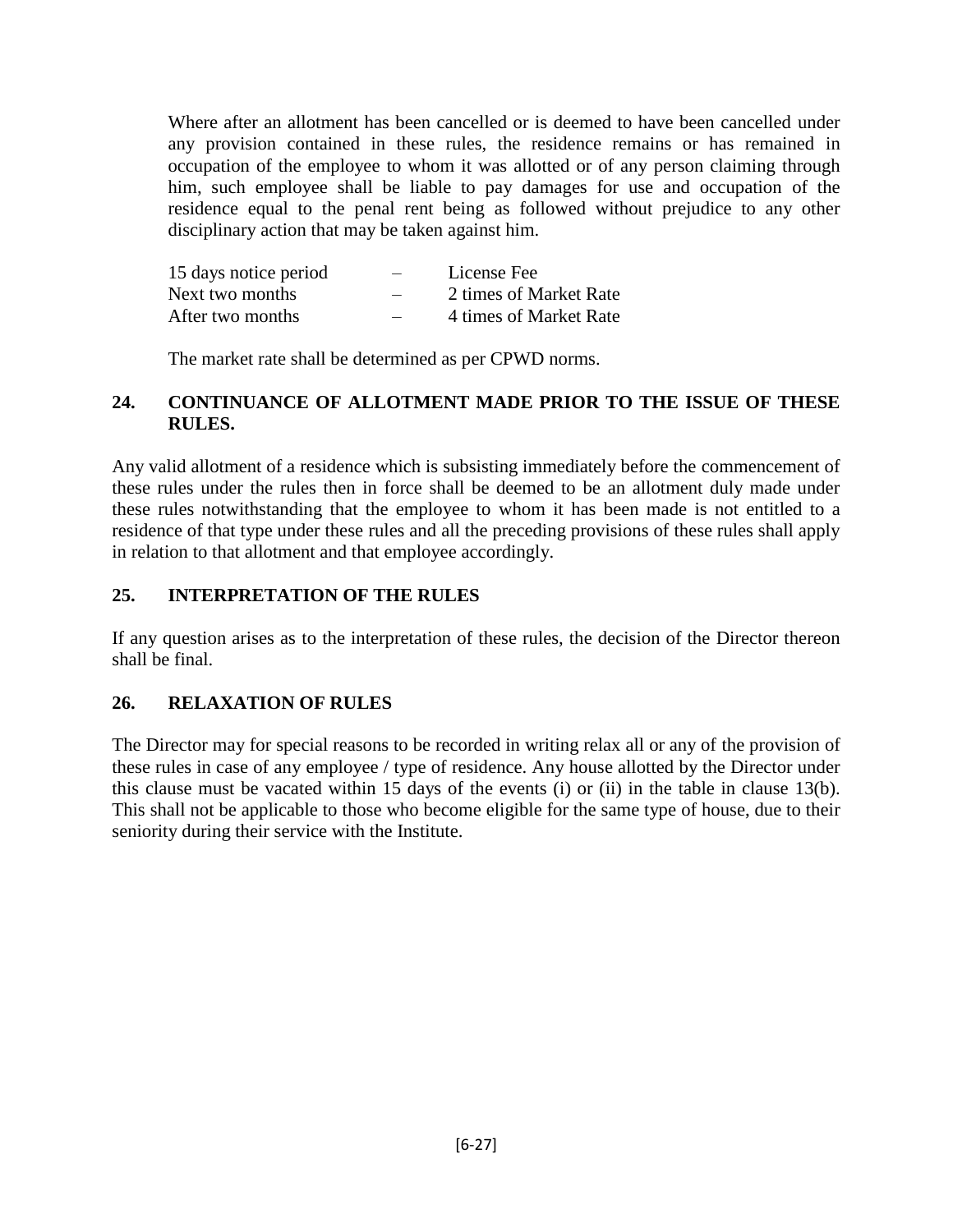Where after an allotment has been cancelled or is deemed to have been cancelled under any provision contained in these rules, the residence remains or has remained in occupation of the employee to whom it was allotted or of any person claiming through him, such employee shall be liable to pay damages for use and occupation of the residence equal to the penal rent being as followed without prejudice to any other disciplinary action that may be taken against him.

| | | |
|---|---|---|
| 15 days notice period | – | License Fee |
| Next two months | – | 2 times of Market Rate |
| After two months | – | 4 times of Market Rate |

The market rate shall be determined as per CPWD norms.

## 24. CONTINUANCE OF ALLOTMENT MADE PRIOR TO THE ISSUE OF THESE RULES.

Any valid allotment of a residence which is subsisting immediately before the commencement of these rules under the rules then in force shall be deemed to be an allotment duly made under these rules notwithstanding that the employee to whom it has been made is not entitled to a residence of that type under these rules and all the preceding provisions of these rules shall apply in relation to that allotment and that employee accordingly.

## 25. INTERPRETATION OF THE RULES

If any question arises as to the interpretation of these rules, the decision of the Director thereon shall be final.

## 26. RELAXATION OF RULES

The Director may for special reasons to be recorded in writing relax all or any of the provision of these rules in case of any employee / type of residence. Any house allotted by the Director under this clause must be vacated within 15 days of the events (i) or (ii) in the table in clause 13(b). This shall not be applicable to those who become eligible for the same type of house, due to their seniority during their service with the Institute.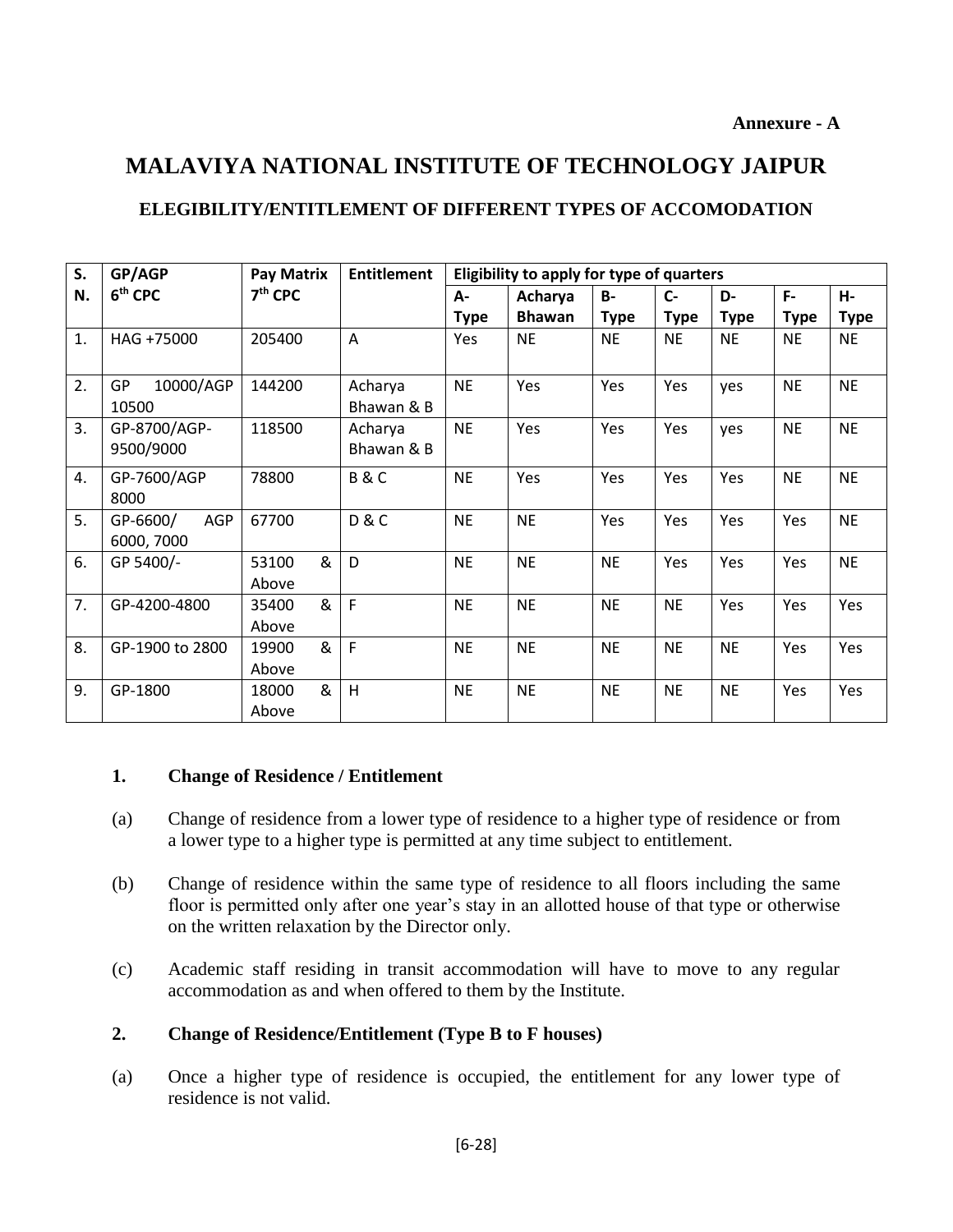Annexure - A

# MALAVIYA NATIONAL INSTITUTE OF TECHNOLOGY JAIPUR

## ELEGIBILITY/ENTITLEMENT OF DIFFERENT TYPES OF ACCOMODATION

| S. N. | GP/AGP 6th CPC | Pay Matrix 7th CPC | Entitlement | Eligibility to apply for type of quarters | | | | | | |
|---|---|---|---|---|---|---|---|---|---|---|
| | | | | A-Type | Acharya Bhawan | B-Type | C-Type | D-Type | F-Type | H-Type |
| 1. | HAG +75000 | 205400 | A | Yes | NE | NE | NE | NE | NE | NE |
| 2. | GP 10000/AGP 10500 | 144200 | Acharya Bhawan & B | NE | Yes | Yes | Yes | yes | NE | NE |
| 3. | GP-8700/AGP-9500/9000 | 118500 | Acharya Bhawan & B | NE | Yes | Yes | Yes | yes | NE | NE |
| 4. | GP-7600/AGP 8000 | 78800 | B & C | NE | Yes | Yes | Yes | Yes | NE | NE |
| 5. | GP-6600/ AGP 6000, 7000 | 67700 | D & C | NE | NE | Yes | Yes | Yes | Yes | NE |
| 6. | GP 5400/- | 53100 & Above | D | NE | NE | NE | Yes | Yes | Yes | NE |
| 7. | GP-4200-4800 | 35400 & Above | F | NE | NE | NE | NE | Yes | Yes | Yes |
| 8. | GP-1900 to 2800 | 19900 & Above | F | NE | NE | NE | NE | NE | Yes | Yes |
| 9. | GP-1800 | 18000 & Above | H | NE | NE | NE | NE | NE | Yes | Yes |

### 1. Change of Residence / Entitlement

(a) Change of residence from a lower type of residence to a higher type of residence or from a lower type to a higher type is permitted at any time subject to entitlement.

(b) Change of residence within the same type of residence to all floors including the same floor is permitted only after one year's stay in an allotted house of that type or otherwise on the written relaxation by the Director only.

(c) Academic staff residing in transit accommodation will have to move to any regular accommodation as and when offered to them by the Institute.

### 2. Change of Residence/Entitlement (Type B to F houses)

(a) Once a higher type of residence is occupied, the entitlement for any lower type of residence is not valid.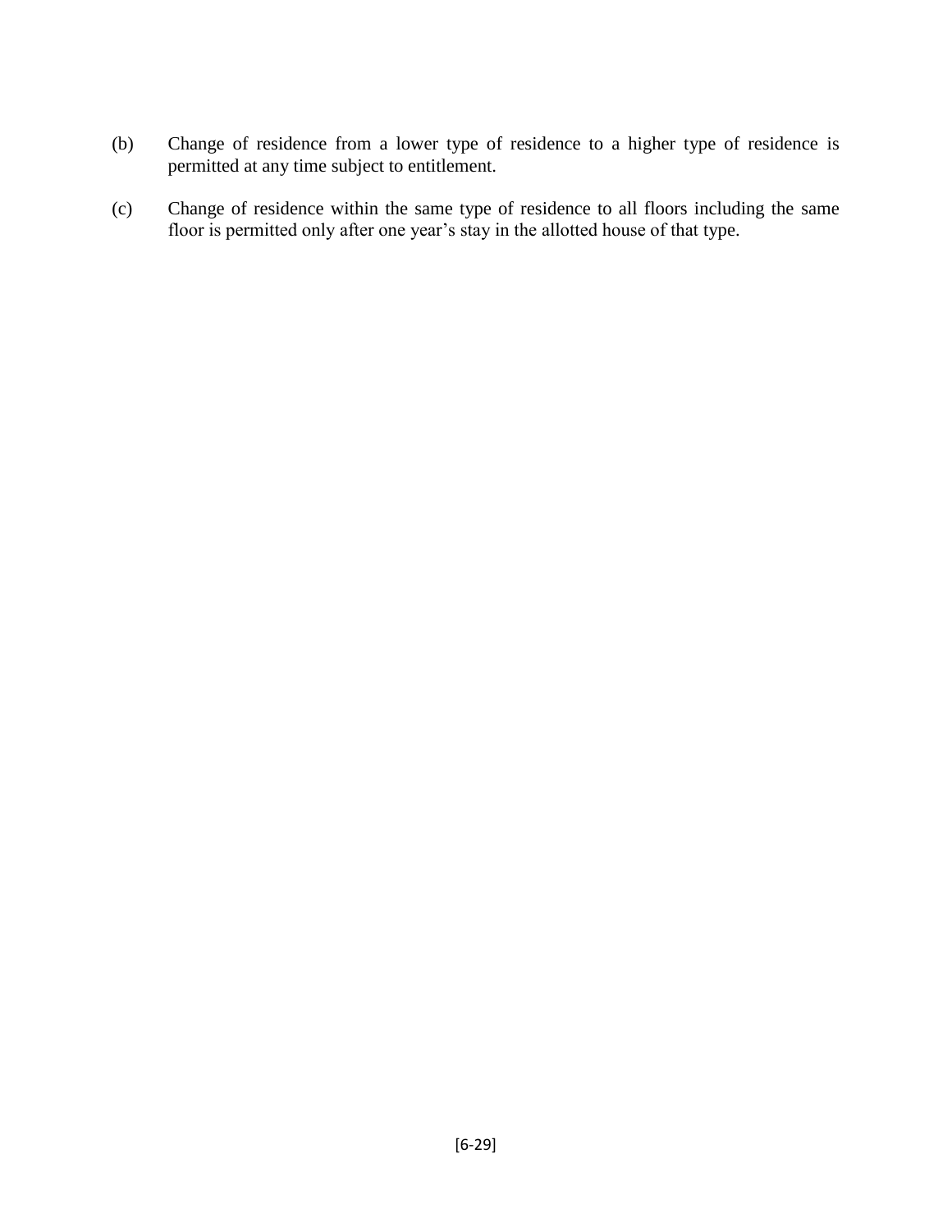(b) Change of residence from a lower type of residence to a higher type of residence is permitted at any time subject to entitlement.

(c) Change of residence within the same type of residence to all floors including the same floor is permitted only after one year's stay in the allotted house of that type.